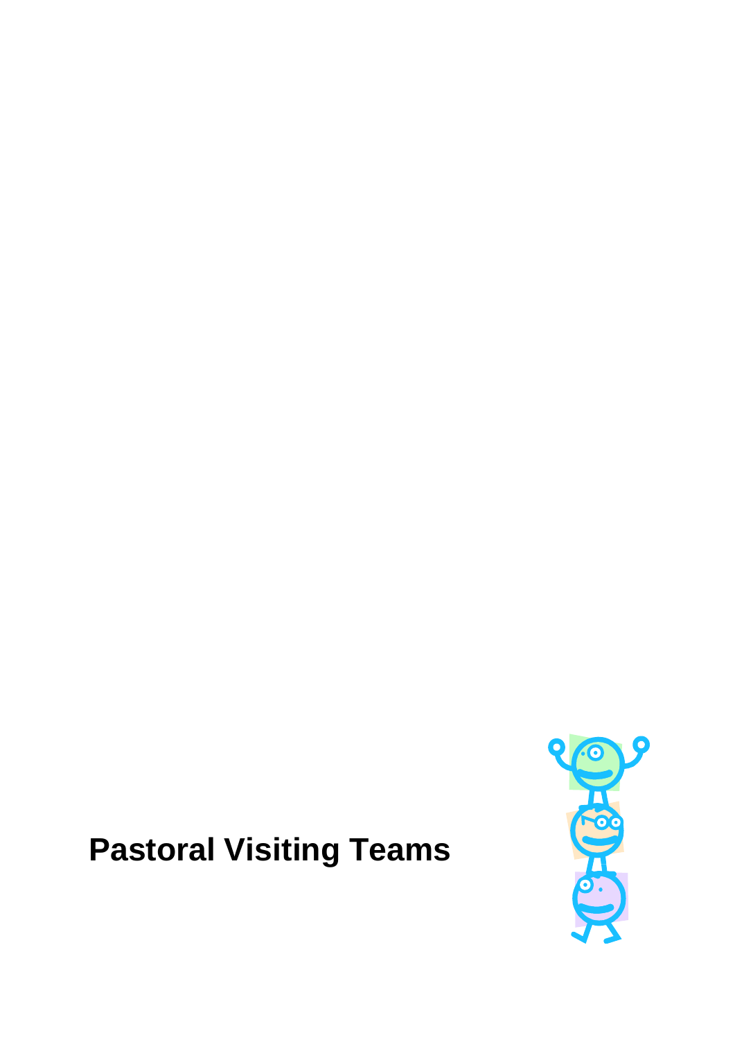# Pastoral Visiting Teams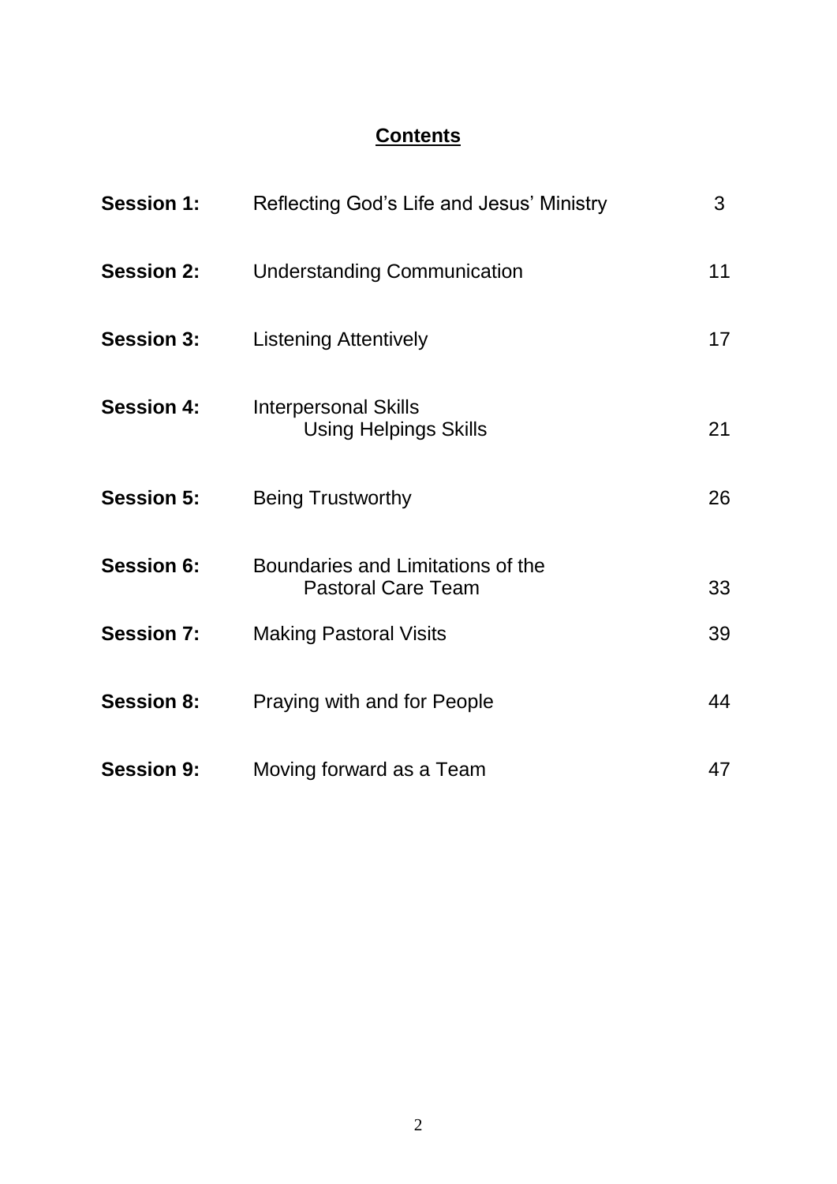# Contents

| | | |
|---|---|---|
| **Session 1:** | Reflecting God's Life and Jesus' Ministry | 3 |
| **Session 2:** | Understanding Communication | 11 |
| **Session 3:** | Listening Attentively | 17 |
| **Session 4:** | Interpersonal Skills Using Helpings Skills | 21 |
| **Session 5:** | Being Trustworthy | 26 |
| **Session 6:** | Boundaries and Limitations of the Pastoral Care Team | 33 |
| **Session 7:** | Making Pastoral Visits | 39 |
| **Session 8:** | Praying with and for People | 44 |
| **Session 9:** | Moving forward as a Team | 47 |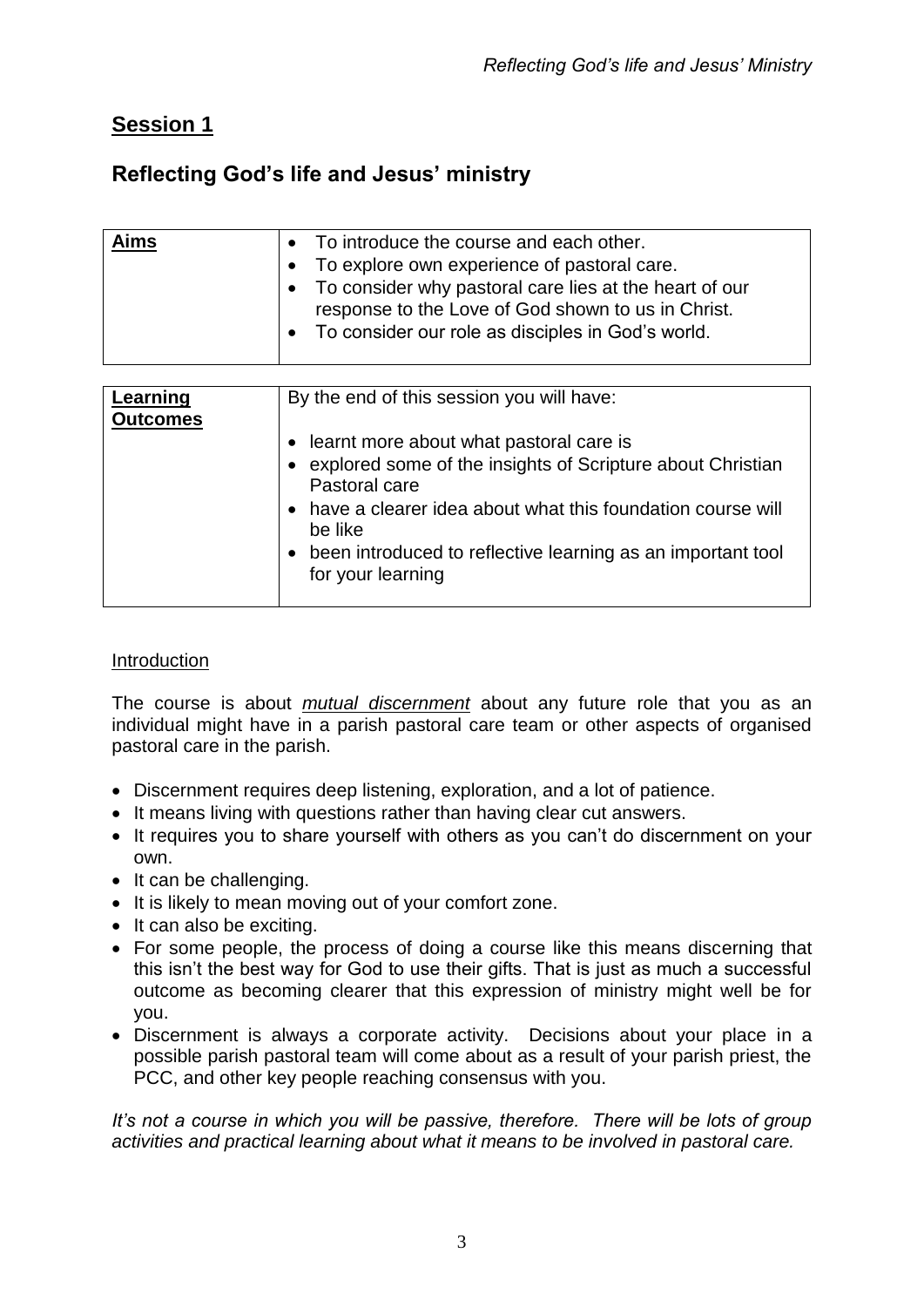## Session 1

## Reflecting God's life and Jesus' ministry

| **Aims** | • To introduce the course and each other.<br>• To explore own experience of pastoral care.<br>• To consider why pastoral care lies at the heart of our response to the Love of God shown to us in Christ.<br>• To consider our role as disciples in God's world. |
|---|---|

| **Learning Outcomes** | By the end of this session you will have:<br><br>• learnt more about what pastoral care is<br>• explored some of the insights of Scripture about Christian Pastoral care<br>• have a clearer idea about what this foundation course will be like<br>• been introduced to reflective learning as an important tool for your learning |
|---|---|

Introduction

The course is about ***mutual discernment*** about any future role that you as an individual might have in a parish pastoral care team or other aspects of organised pastoral care in the parish.

- Discernment requires deep listening, exploration, and a lot of patience.
- It means living with questions rather than having clear cut answers.
- It requires you to share yourself with others as you can't do discernment on your own.
- It can be challenging.
- It is likely to mean moving out of your comfort zone.
- It can also be exciting.
- For some people, the process of doing a course like this means discerning that this isn't the best way for God to use their gifts. That is just as much a successful outcome as becoming clearer that this expression of ministry might well be for you.
- Discernment is always a corporate activity. Decisions about your place in a possible parish pastoral team will come about as a result of your parish priest, the PCC, and other key people reaching consensus with you.

*It's not a course in which you will be passive, therefore. There will be lots of group activities and practical learning about what it means to be involved in pastoral care.*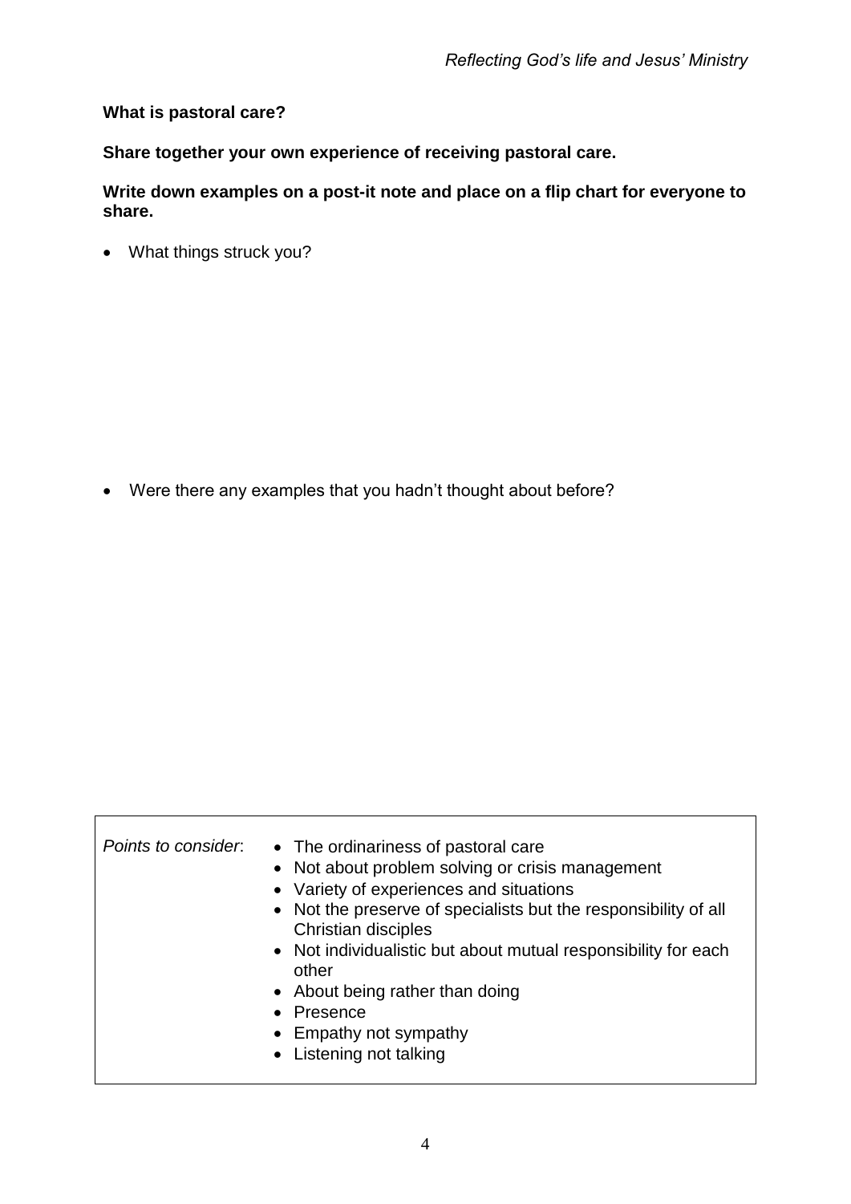**What is pastoral care?**

**Share together your own experience of receiving pastoral care.**

**Write down examples on a post-it note and place on a flip chart for everyone to share.**

- What things struck you?

- Were there any examples that you hadn't thought about before?

*Points to consider*:

- The ordinariness of pastoral care
- Not about problem solving or crisis management
- Variety of experiences and situations
- Not the preserve of specialists but the responsibility of all Christian disciples
- Not individualistic but about mutual responsibility for each other
- About being rather than doing
- Presence
- Empathy not sympathy
- Listening not talking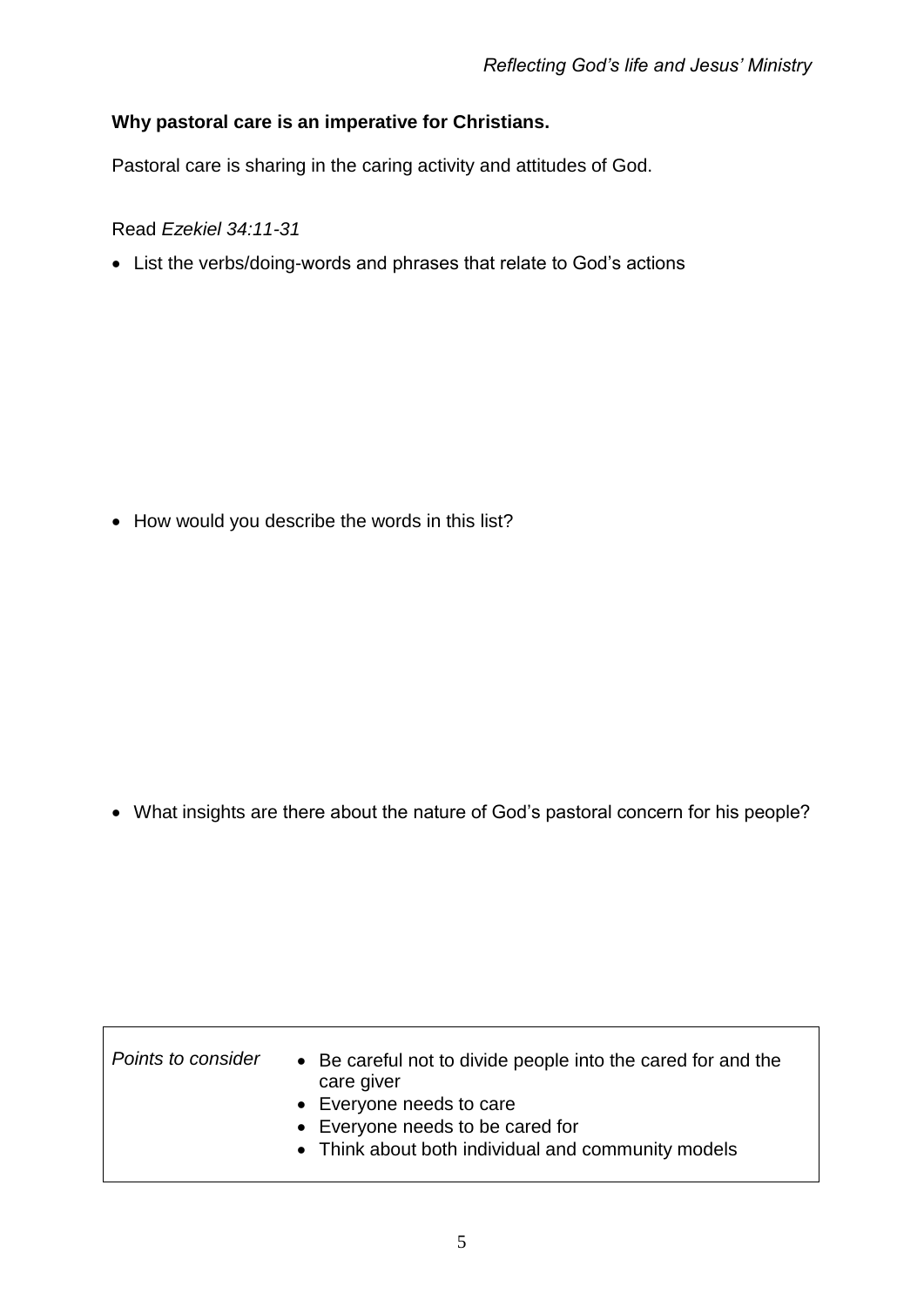**Why pastoral care is an imperative for Christians.**

Pastoral care is sharing in the caring activity and attitudes of God.

Read *Ezekiel 34:11-31*

- List the verbs/doing-words and phrases that relate to God's actions

- How would you describe the words in this list?

- What insights are there about the nature of God's pastoral concern for his people?

| *Points to consider* | • Be careful not to divide people into the cared for and the care giver<br>• Everyone needs to care<br>• Everyone needs to be cared for<br>• Think about both individual and community models |
|---|---|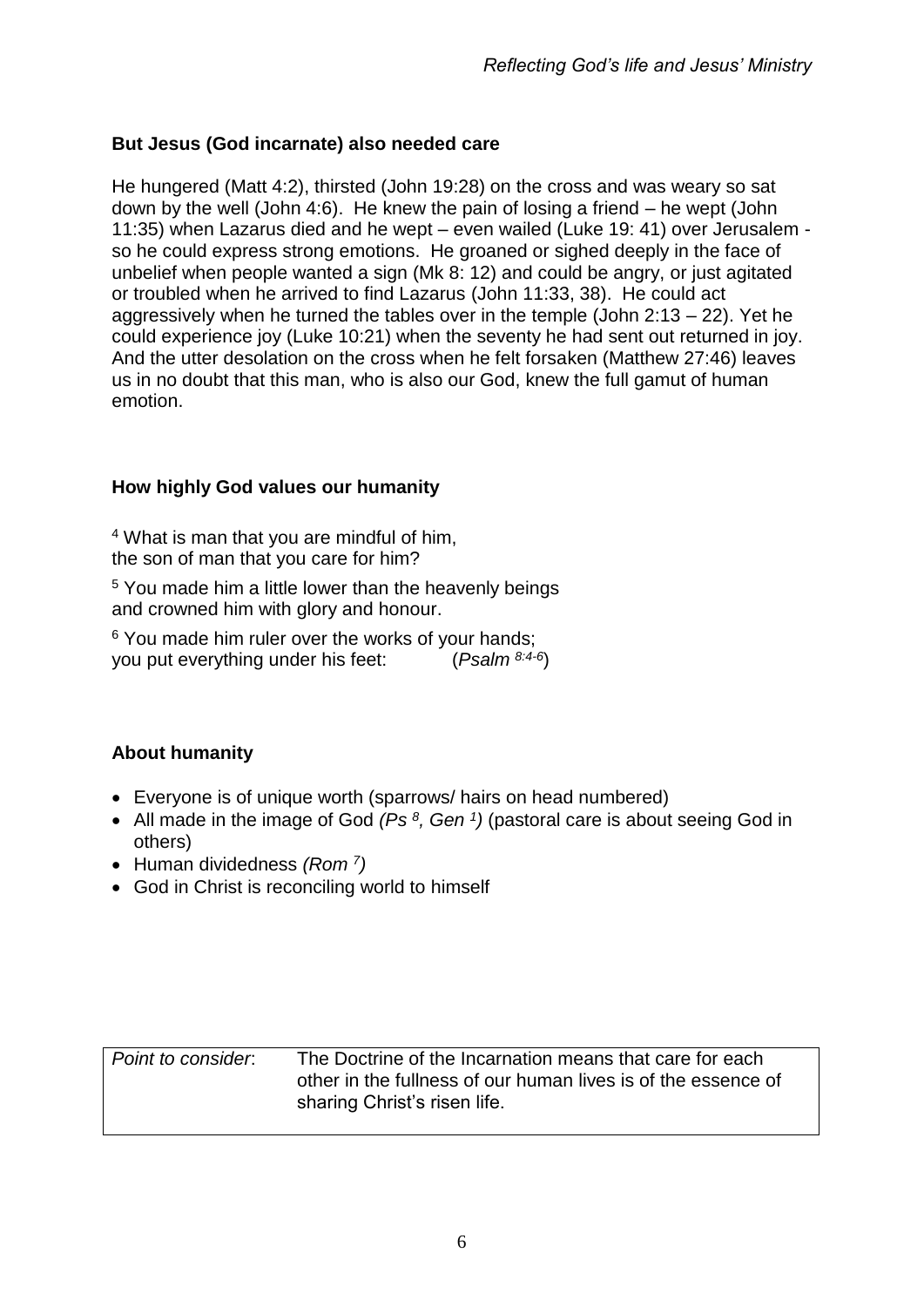**But Jesus (God incarnate) also needed care**

He hungered (Matt 4:2), thirsted (John 19:28) on the cross and was weary so sat down by the well (John 4:6). He knew the pain of losing a friend – he wept (John 11:35) when Lazarus died and he wept – even wailed (Luke 19: 41) over Jerusalem - so he could express strong emotions. He groaned or sighed deeply in the face of unbelief when people wanted a sign (Mk 8: 12) and could be angry, or just agitated or troubled when he arrived to find Lazarus (John 11:33, 38). He could act aggressively when he turned the tables over in the temple (John 2:13 – 22). Yet he could experience joy (Luke 10:21) when the seventy he had sent out returned in joy. And the utter desolation on the cross when he felt forsaken (Matthew 27:46) leaves us in no doubt that this man, who is also our God, knew the full gamut of human emotion.

**How highly God values our humanity**

[4] What is man that you are mindful of him,
the son of man that you care for him?

[5] You made him a little lower than the heavenly beings
and crowned him with glory and honour.

[6] You made him ruler over the works of your hands;
you put everything under his feet: (*Psalm* [8:4-6])

**About humanity**

- Everyone is of unique worth (sparrows/ hairs on head numbered)
- All made in the image of God *(Ps [8], Gen [1])* (pastoral care is about seeing God in others)
- Human dividedness *(Rom [7])*
- God in Christ is reconciling world to himself

| *Point to consider*: | The Doctrine of the Incarnation means that care for each other in the fullness of our human lives is of the essence of sharing Christ's risen life. |
|---|---|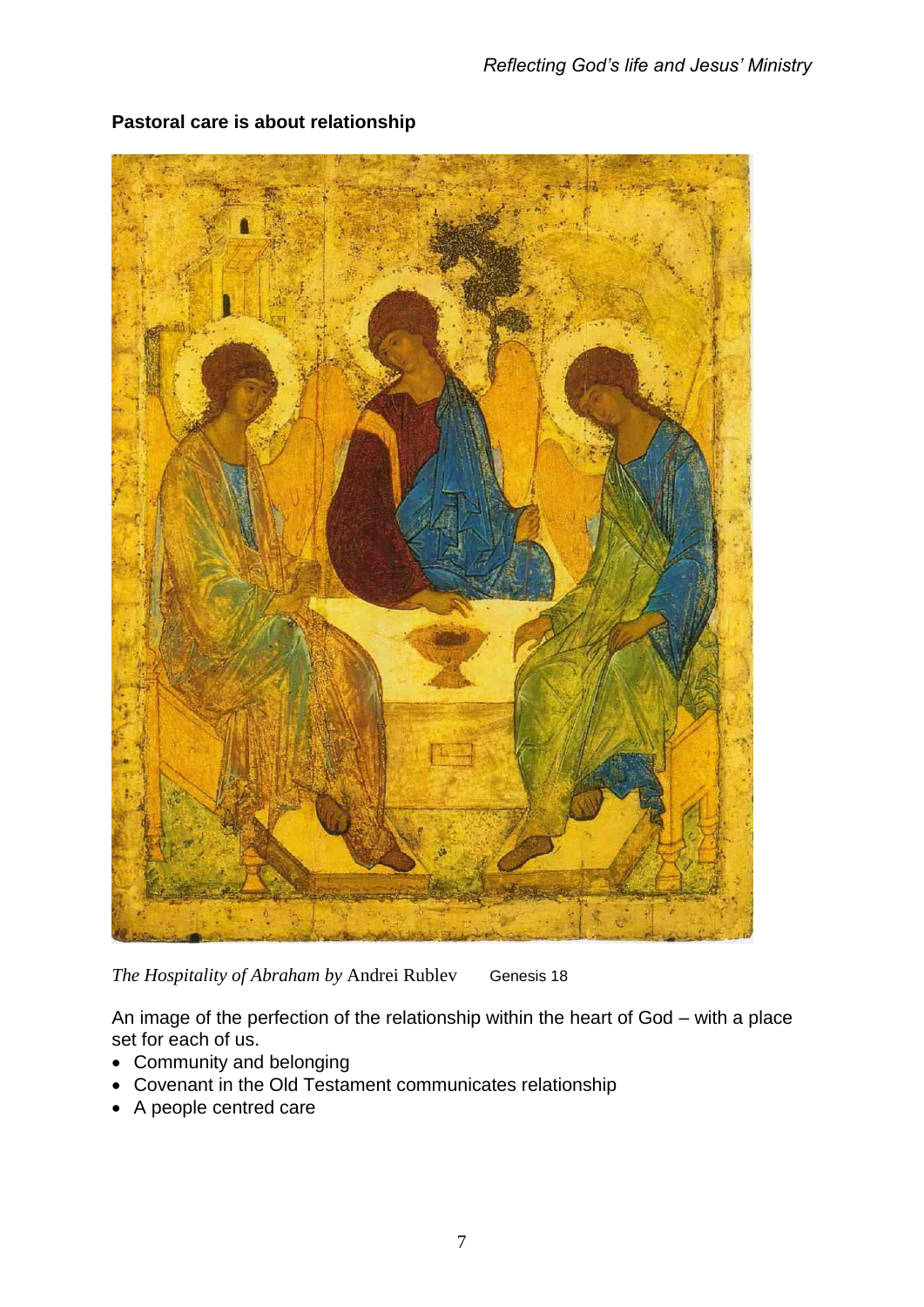**Pastoral care is about relationship**

*The Hospitality of Abraham by* Andrei Rublev    Genesis 18

An image of the perfection of the relationship within the heart of God – with a place set for each of us.

- Community and belonging
- Covenant in the Old Testament communicates relationship
- A people centred care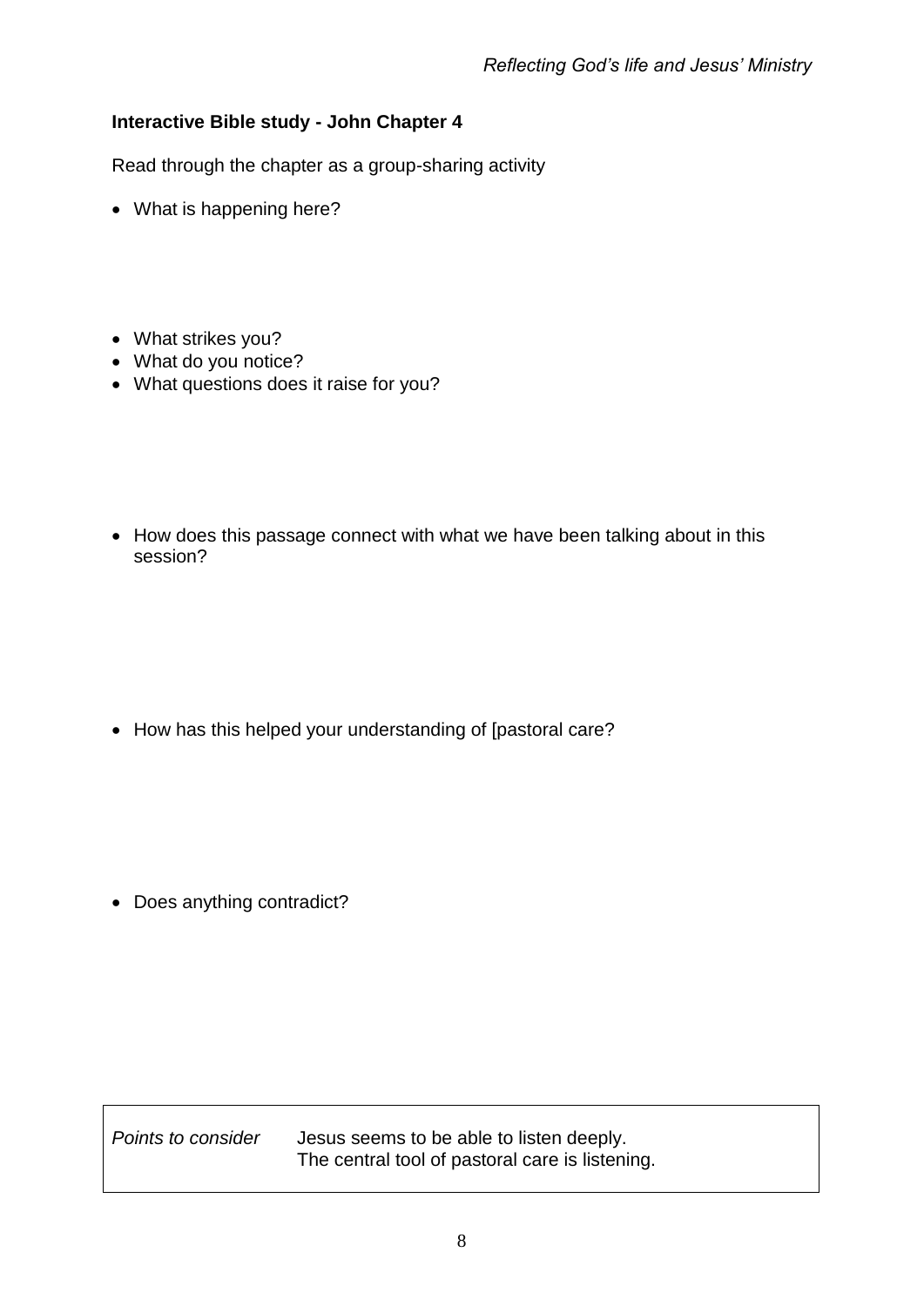**Interactive Bible study - John Chapter 4**

Read through the chapter as a group-sharing activity

- What is happening here?

- What strikes you?
- What do you notice?
- What questions does it raise for you?

- How does this passage connect with what we have been talking about in this session?

- How has this helped your understanding of [pastoral care?

- Does anything contradict?

| *Points to consider* | Jesus seems to be able to listen deeply.<br>The central tool of pastoral care is listening. |
| --- | --- |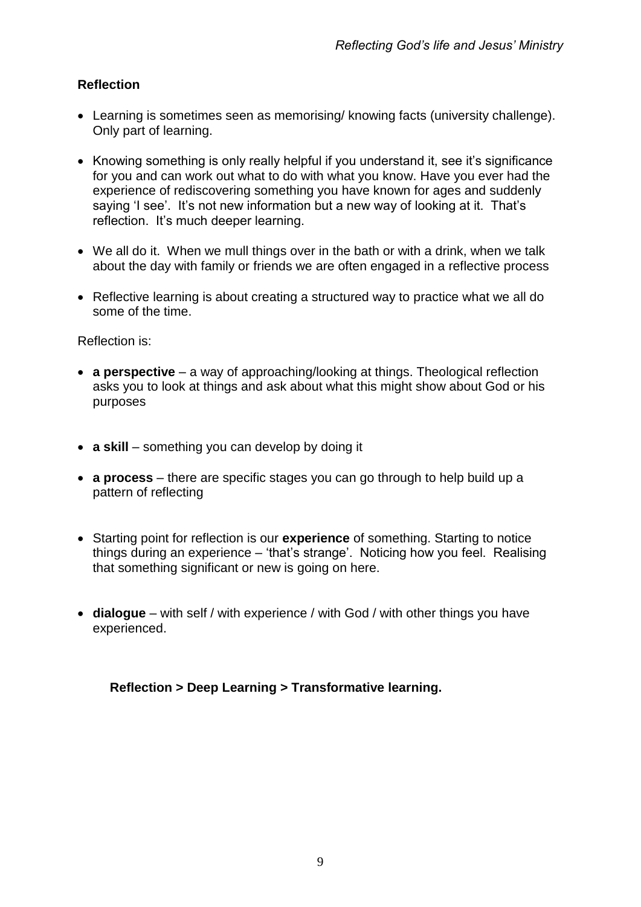## Reflection

- Learning is sometimes seen as memorising/ knowing facts (university challenge). Only part of learning.

- Knowing something is only really helpful if you understand it, see it's significance for you and can work out what to do with what you know. Have you ever had the experience of rediscovering something you have known for ages and suddenly saying 'I see'. It's not new information but a new way of looking at it. That's reflection. It's much deeper learning.

- We all do it. When we mull things over in the bath or with a drink, when we talk about the day with family or friends we are often engaged in a reflective process

- Reflective learning is about creating a structured way to practice what we all do some of the time.

Reflection is:

- **a perspective** – a way of approaching/looking at things. Theological reflection asks you to look at things and ask about what this might show about God or his purposes

- **a skill** – something you can develop by doing it

- **a process** – there are specific stages you can go through to help build up a pattern of reflecting

- Starting point for reflection is our **experience** of something. Starting to notice things during an experience – 'that's strange'. Noticing how you feel. Realising that something significant or new is going on here.

- **dialogue** – with self / with experience / with God / with other things you have experienced.

**Reflection > Deep Learning > Transformative learning.**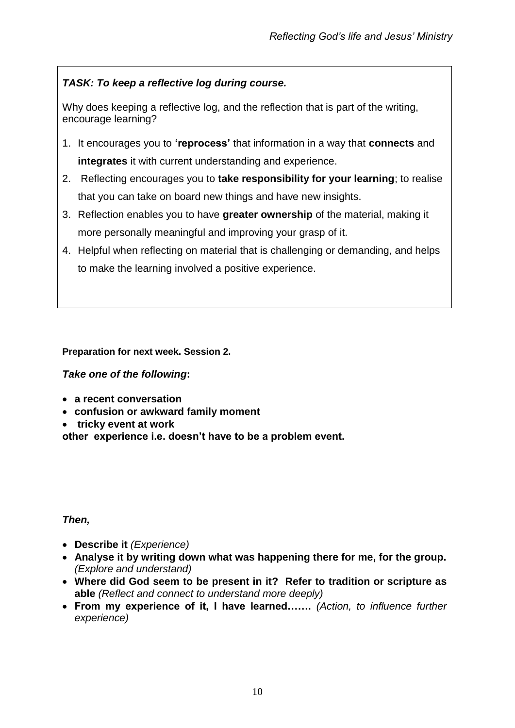***TASK: To keep a reflective log during course.***

Why does keeping a reflective log, and the reflection that is part of the writing, encourage learning?

1. It encourages you to **'reprocess'** that information in a way that **connects** and **integrates** it with current understanding and experience.
2. Reflecting encourages you to **take responsibility for your learning**; to realise that you can take on board new things and have new insights.
3. Reflection enables you to have **greater ownership** of the material, making it more personally meaningful and improving your grasp of it.
4. Helpful when reflecting on material that is challenging or demanding, and helps to make the learning involved a positive experience.

**Preparation for next week. Session 2.**

***Take one of the following*:**

- **a recent conversation**
- **confusion or awkward family moment**
- **tricky event at work**

**other experience i.e. doesn't have to be a problem event.**

***Then,***

- **Describe it** *(Experience)*
- **Analyse it by writing down what was happening there for me, for the group.** *(Explore and understand)*
- **Where did God seem to be present in it? Refer to tradition or scripture as able** *(Reflect and connect to understand more deeply)*
- **From my experience of it, I have learned…….** *(Action, to influence further experience)*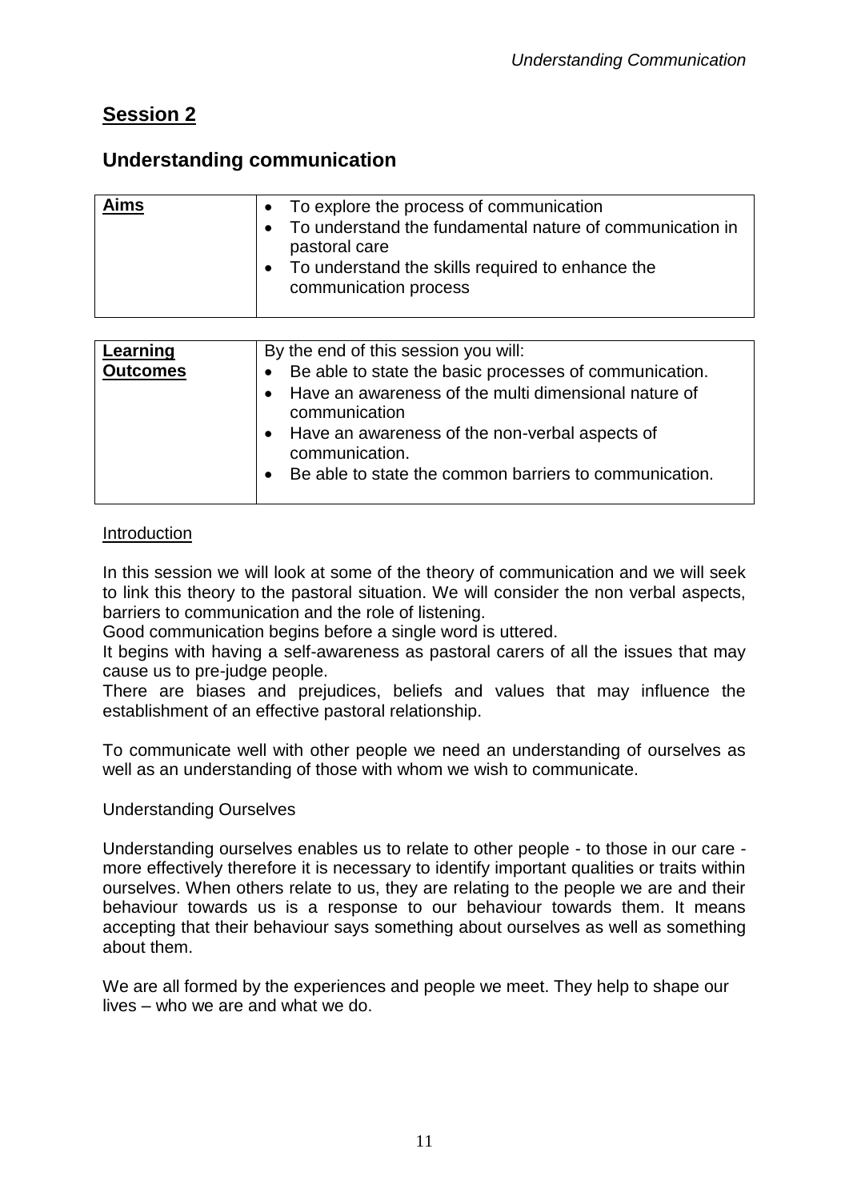# Session 2

## Understanding communication

| **Aims** | • To explore the process of communication<br>• To understand the fundamental nature of communication in pastoral care<br>• To understand the skills required to enhance the communication process |
|---|---|

| **Learning Outcomes** | By the end of this session you will:<br>• Be able to state the basic processes of communication.<br>• Have an awareness of the multi dimensional nature of communication<br>• Have an awareness of the non-verbal aspects of communication.<br>• Be able to state the common barriers to communication. |
|---|---|

Introduction

In this session we will look at some of the theory of communication and we will seek to link this theory to the pastoral situation. We will consider the non verbal aspects, barriers to communication and the role of listening.
Good communication begins before a single word is uttered.
It begins with having a self-awareness as pastoral carers of all the issues that may cause us to pre-judge people.
There are biases and prejudices, beliefs and values that may influence the establishment of an effective pastoral relationship.

To communicate well with other people we need an understanding of ourselves as well as an understanding of those with whom we wish to communicate.

Understanding Ourselves

Understanding ourselves enables us to relate to other people - to those in our care - more effectively therefore it is necessary to identify important qualities or traits within ourselves. When others relate to us, they are relating to the people we are and their behaviour towards us is a response to our behaviour towards them. It means accepting that their behaviour says something about ourselves as well as something about them.

We are all formed by the experiences and people we meet. They help to shape our lives – who we are and what we do.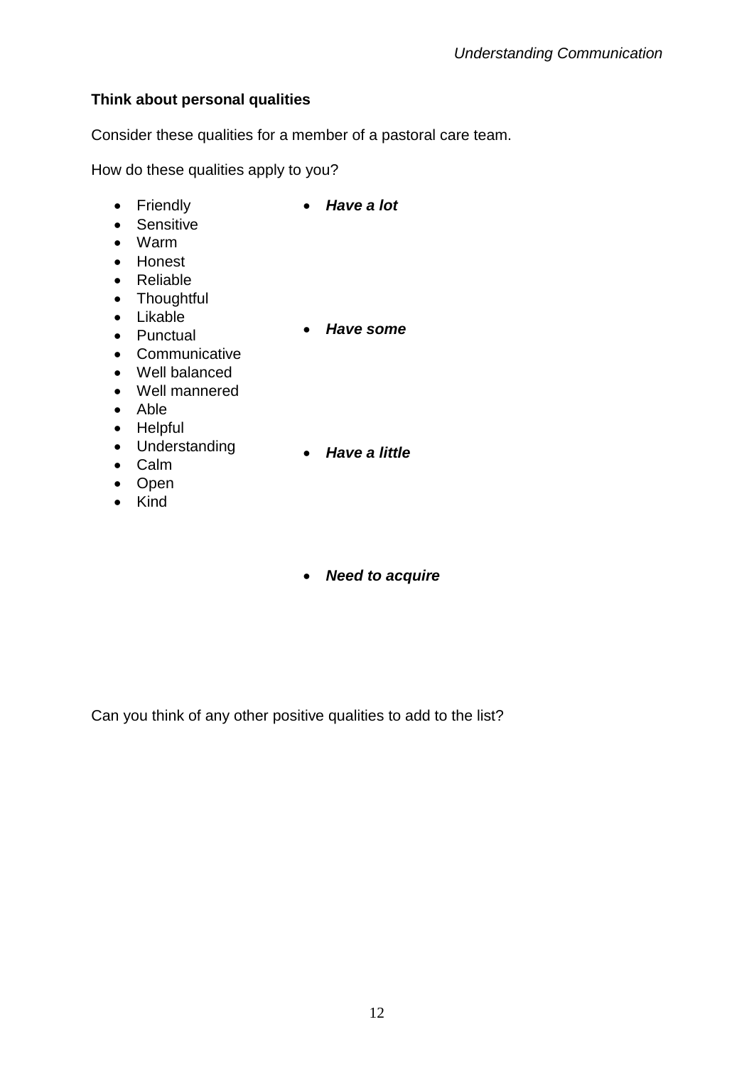**Think about personal qualities**

Consider these qualities for a member of a pastoral care team.

How do these qualities apply to you?

- Friendly
- Sensitive
- Warm
- Honest
- Reliable
- Thoughtful
- Likable
- Punctual
- Communicative
- Well balanced
- Well mannered
- Able
- Helpful
- Understanding
- Calm
- Open
- Kind

- ***Have a lot***

- ***Have some***

- ***Have a little***

- ***Need to acquire***

Can you think of any other positive qualities to add to the list?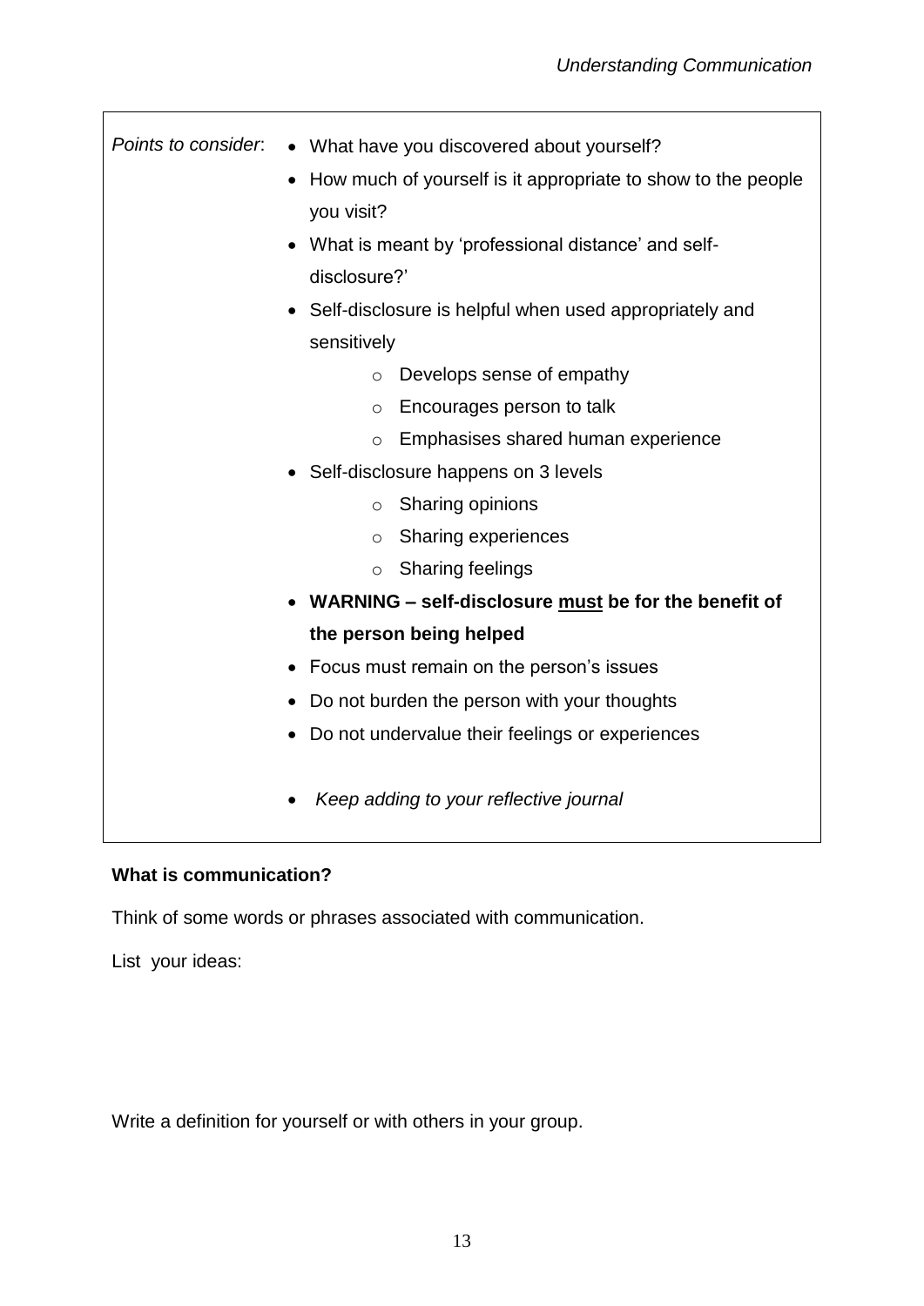*Points to consider*:

- What have you discovered about yourself?
- How much of yourself is it appropriate to show to the people you visit?
- What is meant by 'professional distance' and self-disclosure?'
- Self-disclosure is helpful when used appropriately and sensitively
  - Develops sense of empathy
  - Encourages person to talk
  - Emphasises shared human experience
- Self-disclosure happens on 3 levels
  - Sharing opinions
  - Sharing experiences
  - Sharing feelings
- **WARNING – self-disclosure <u>must</u> be for the benefit of the person being helped**
- Focus must remain on the person's issues
- Do not burden the person with your thoughts
- Do not undervalue their feelings or experiences
- *Keep adding to your reflective journal*

**What is communication?**

Think of some words or phrases associated with communication.

List your ideas:

Write a definition for yourself or with others in your group.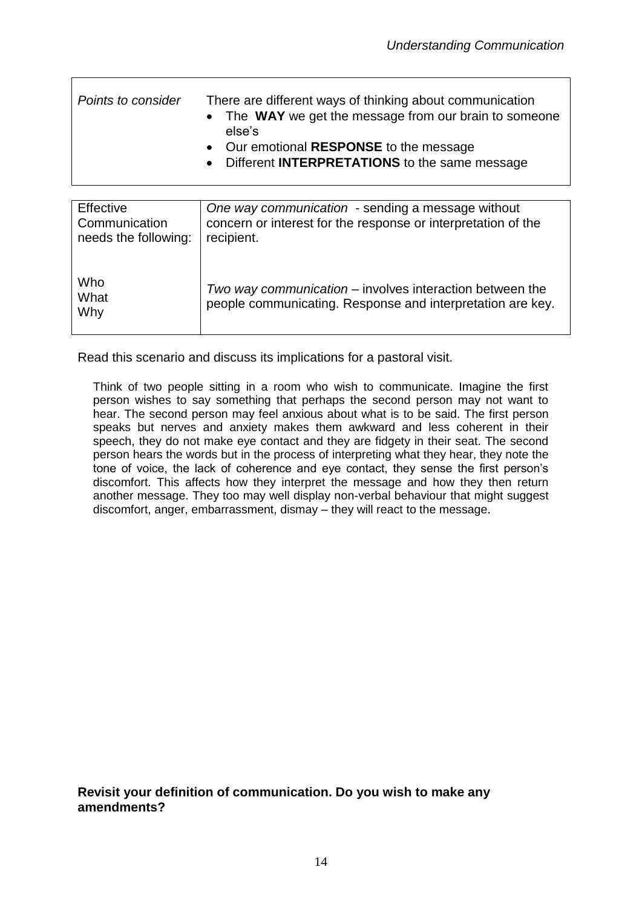| *Points to consider* | There are different ways of thinking about communication<br>• The **WAY** we get the message from our brain to someone else's<br>• Our emotional **RESPONSE** to the message<br>• Different **INTERPRETATIONS** to the same message |
|---|---|

| Effective Communication needs the following:<br><br>Who<br>What<br>Why | *One way communication* - sending a message without concern or interest for the response or interpretation of the recipient.<br><br>*Two way communication* – involves interaction between the people communicating. Response and interpretation are key. |
|---|---|

Read this scenario and discuss its implications for a pastoral visit.

> Think of two people sitting in a room who wish to communicate. Imagine the first person wishes to say something that perhaps the second person may not want to hear. The second person may feel anxious about what is to be said. The first person speaks but nerves and anxiety makes them awkward and less coherent in their speech, they do not make eye contact and they are fidgety in their seat. The second person hears the words but in the process of interpreting what they hear, they note the tone of voice, the lack of coherence and eye contact, they sense the first person's discomfort. This affects how they interpret the message and how they then return another message. They too may well display non-verbal behaviour that might suggest discomfort, anger, embarrassment, dismay – they will react to the message.

**Revisit your definition of communication. Do you wish to make any amendments?**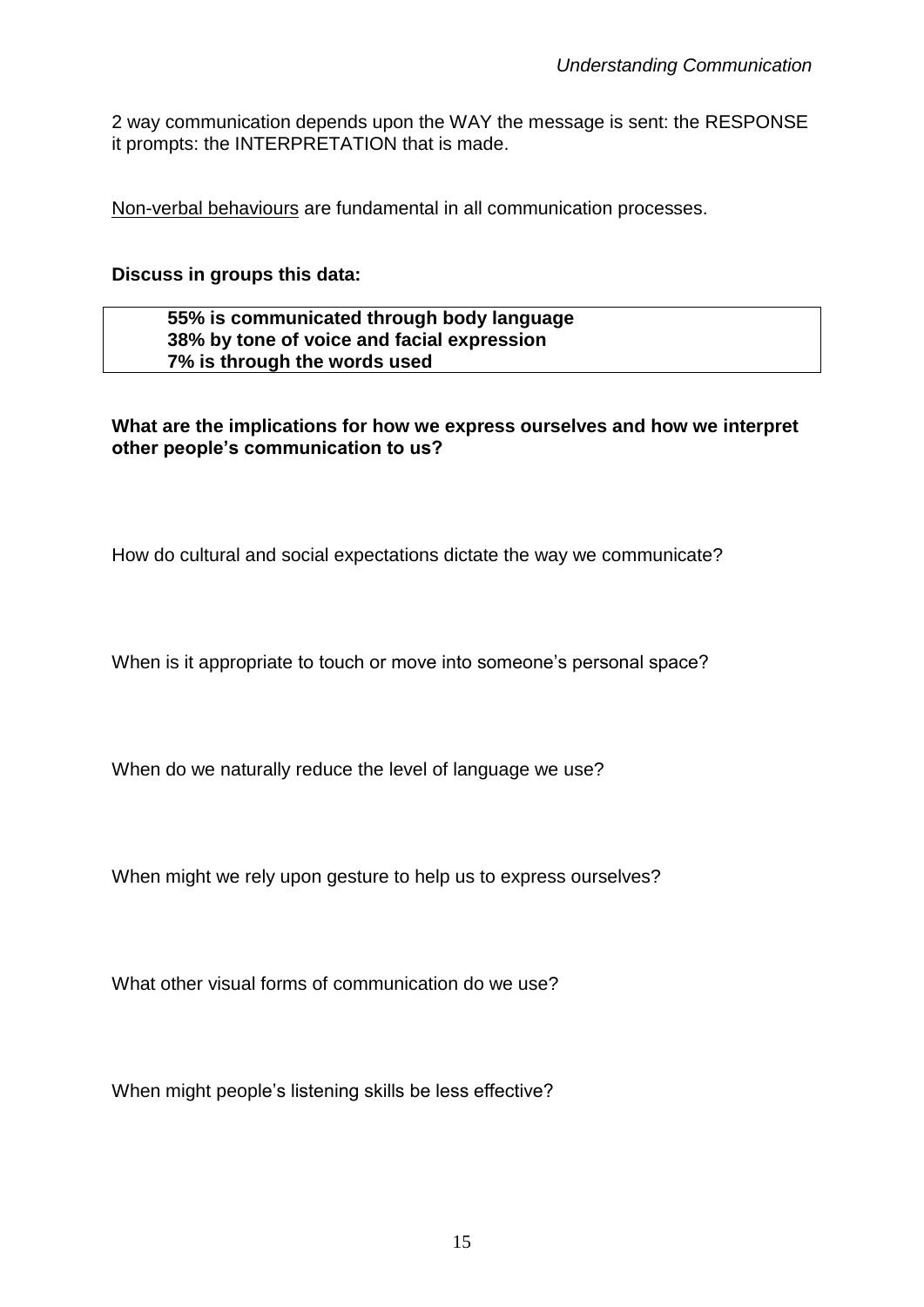2 way communication depends upon the WAY the message is sent: the RESPONSE it prompts: the INTERPRETATION that is made.

Non-verbal behaviours are fundamental in all communication processes.

**Discuss in groups this data:**

| **55% is communicated through body language**<br>**38% by tone of voice and facial expression**<br>**7% is through the words used** |
|---|

**What are the implications for how we express ourselves and how we interpret other people's communication to us?**

How do cultural and social expectations dictate the way we communicate?

When is it appropriate to touch or move into someone's personal space?

When do we naturally reduce the level of language we use?

When might we rely upon gesture to help us to express ourselves?

What other visual forms of communication do we use?

When might people's listening skills be less effective?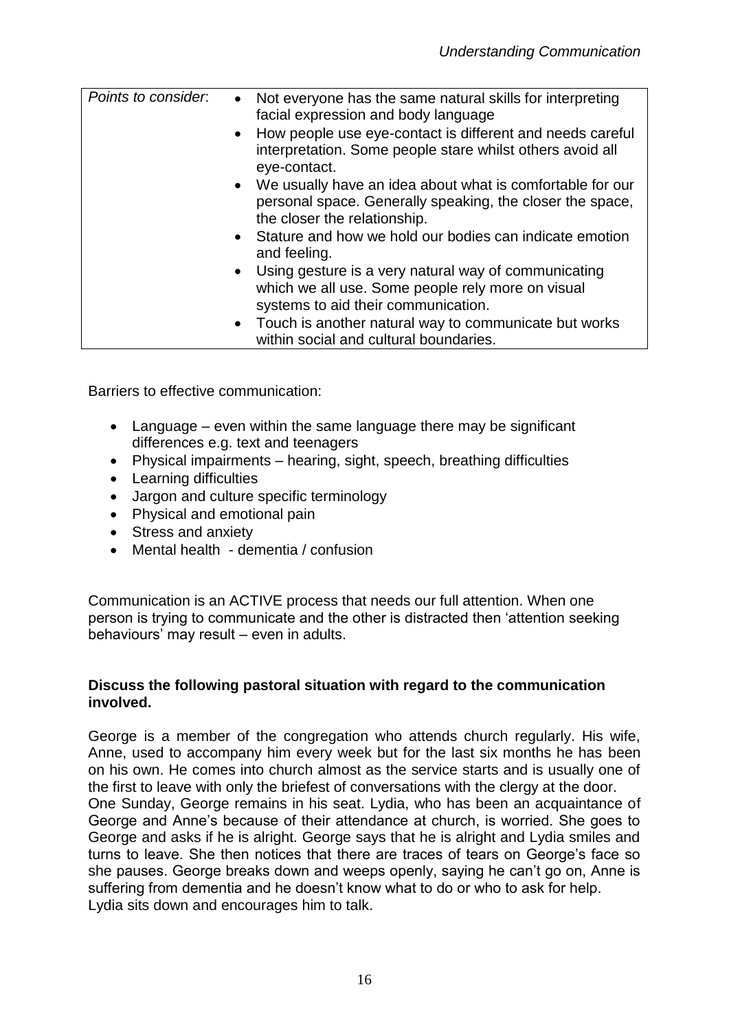| *Points to consider*: | • Not everyone has the same natural skills for interpreting facial expression and body language<br>• How people use eye-contact is different and needs careful interpretation. Some people stare whilst others avoid all eye-contact.<br>• We usually have an idea about what is comfortable for our personal space. Generally speaking, the closer the space, the closer the relationship.<br>• Stature and how we hold our bodies can indicate emotion and feeling.<br>• Using gesture is a very natural way of communicating which we all use. Some people rely more on visual systems to aid their communication.<br>• Touch is another natural way to communicate but works within social and cultural boundaries. |
| --- | --- |

Barriers to effective communication:

- Language – even within the same language there may be significant differences e.g. text and teenagers
- Physical impairments – hearing, sight, speech, breathing difficulties
- Learning difficulties
- Jargon and culture specific terminology
- Physical and emotional pain
- Stress and anxiety
- Mental health - dementia / confusion

Communication is an ACTIVE process that needs our full attention. When one person is trying to communicate and the other is distracted then 'attention seeking behaviours' may result – even in adults.

**Discuss the following pastoral situation with regard to the communication involved.**

George is a member of the congregation who attends church regularly. His wife, Anne, used to accompany him every week but for the last six months he has been on his own. He comes into church almost as the service starts and is usually one of the first to leave with only the briefest of conversations with the clergy at the door.
One Sunday, George remains in his seat. Lydia, who has been an acquaintance of George and Anne's because of their attendance at church, is worried. She goes to George and asks if he is alright. George says that he is alright and Lydia smiles and turns to leave. She then notices that there are traces of tears on George's face so she pauses. George breaks down and weeps openly, saying he can't go on, Anne is suffering from dementia and he doesn't know what to do or who to ask for help.
Lydia sits down and encourages him to talk.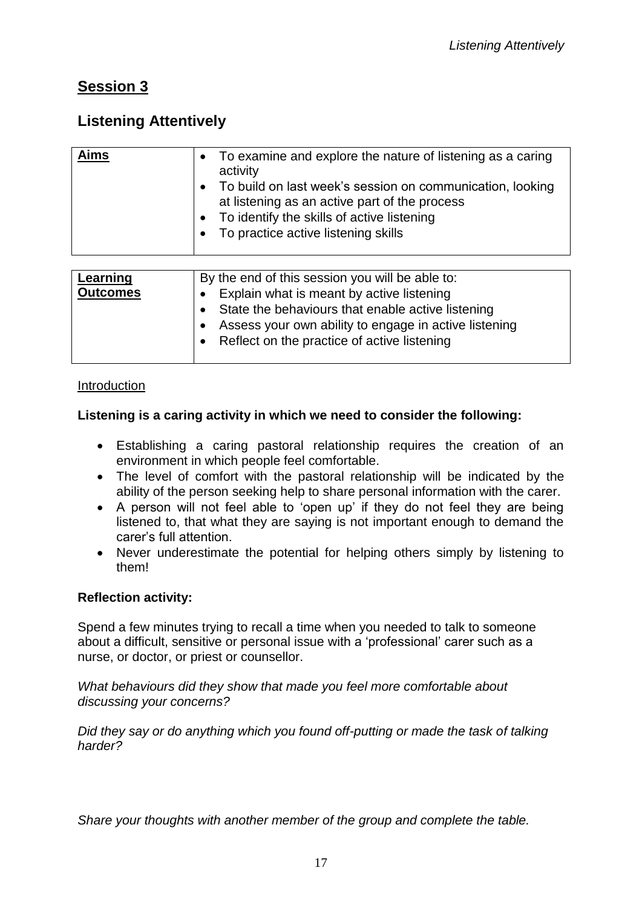## Session 3

## Listening Attentively

| **Aims** | • To examine and explore the nature of listening as a caring activity<br>• To build on last week's session on communication, looking at listening as an active part of the process<br>• To identify the skills of active listening<br>• To practice active listening skills |
|---|---|

| **Learning Outcomes** | By the end of this session you will be able to:<br>• Explain what is meant by active listening<br>• State the behaviours that enable active listening<br>• Assess your own ability to engage in active listening<br>• Reflect on the practice of active listening |
|---|---|

Introduction

**Listening is a caring activity in which we need to consider the following:**

- Establishing a caring pastoral relationship requires the creation of an environment in which people feel comfortable.
- The level of comfort with the pastoral relationship will be indicated by the ability of the person seeking help to share personal information with the carer.
- A person will not feel able to 'open up' if they do not feel they are being listened to, that what they are saying is not important enough to demand the carer's full attention.
- Never underestimate the potential for helping others simply by listening to them!

**Reflection activity:**

Spend a few minutes trying to recall a time when you needed to talk to someone about a difficult, sensitive or personal issue with a 'professional' carer such as a nurse, or doctor, or priest or counsellor.

*What behaviours did they show that made you feel more comfortable about discussing your concerns?*

*Did they say or do anything which you found off-putting or made the task of talking harder?*

*Share your thoughts with another member of the group and complete the table.*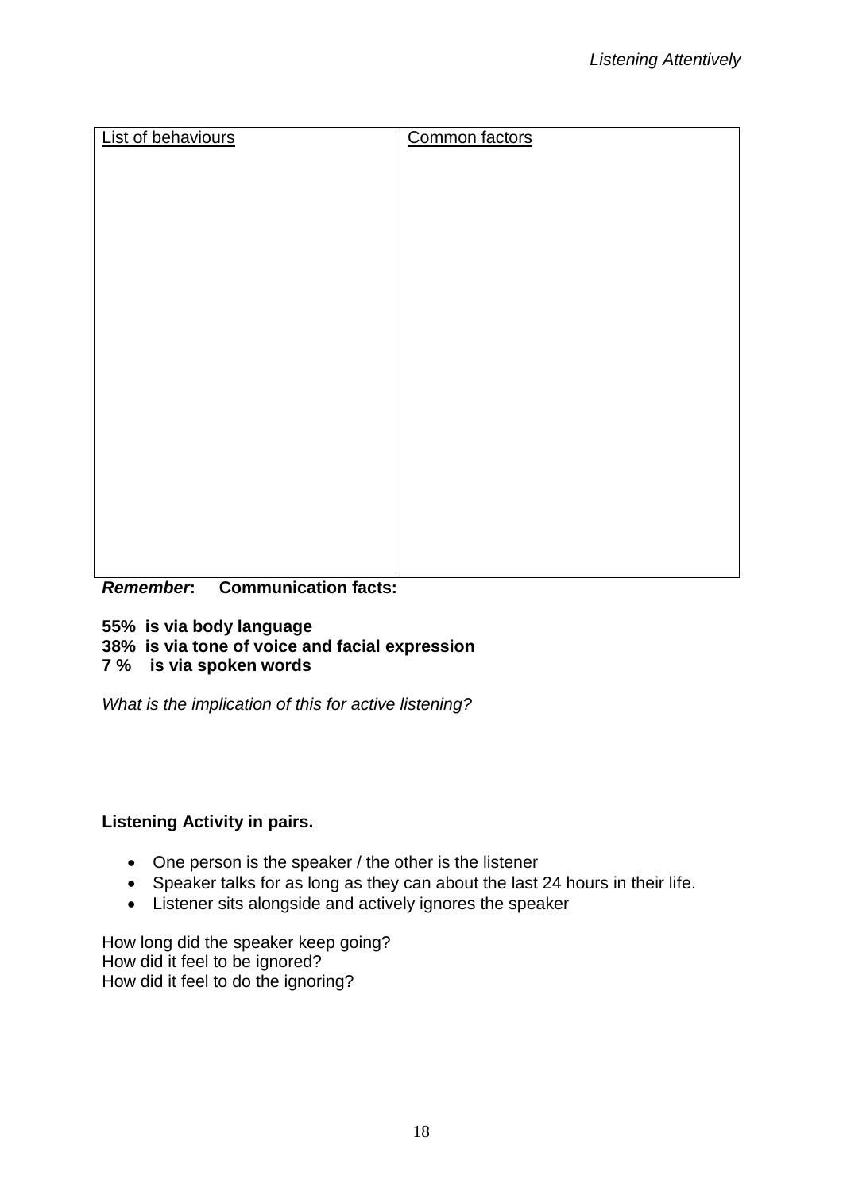| List of behaviours | Common factors |
| --- | --- |
| | |

***Remember*: Communication facts:**

**55% is via body language**
**38% is via tone of voice and facial expression**
**7 % is via spoken words**

*What is the implication of this for active listening?*

**Listening Activity in pairs.**

- One person is the speaker / the other is the listener
- Speaker talks for as long as they can about the last 24 hours in their life.
- Listener sits alongside and actively ignores the speaker

How long did the speaker keep going?
How did it feel to be ignored?
How did it feel to do the ignoring?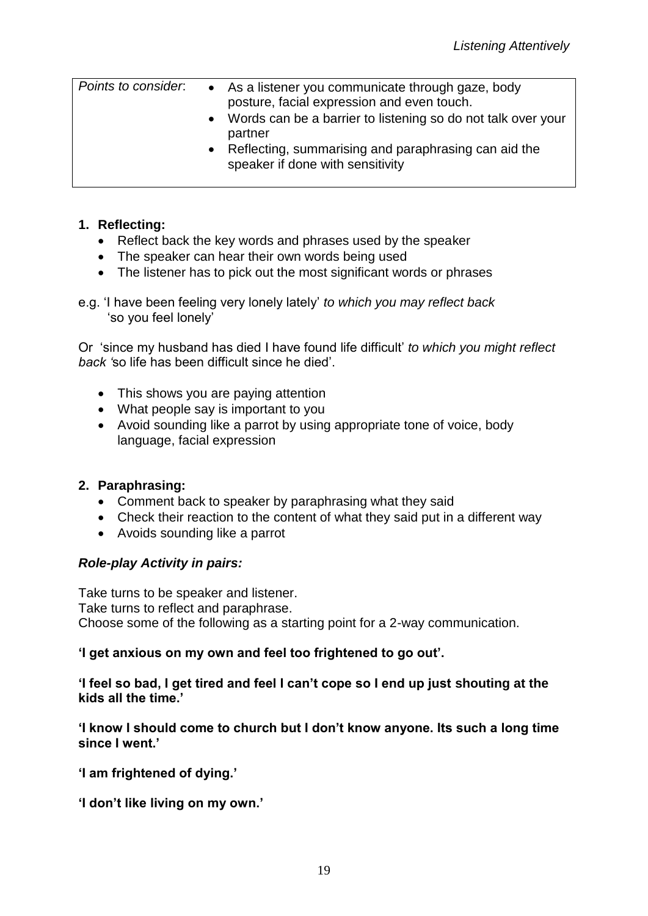| *Points to consider*: | • As a listener you communicate through gaze, body posture, facial expression and even touch.<br>• Words can be a barrier to listening so do not talk over your partner<br>• Reflecting, summarising and paraphrasing can aid the speaker if done with sensitivity |
|---|---|

1. **Reflecting:**
   - Reflect back the key words and phrases used by the speaker
   - The speaker can hear their own words being used
   - The listener has to pick out the most significant words or phrases

e.g. 'I have been feeling very lonely lately' *to which you may reflect back* 'so you feel lonely'

Or 'since my husband has died I have found life difficult' *to which you might reflect back* 'so life has been difficult since he died'.

- This shows you are paying attention
- What people say is important to you
- Avoid sounding like a parrot by using appropriate tone of voice, body language, facial expression

2. **Paraphrasing:**
   - Comment back to speaker by paraphrasing what they said
   - Check their reaction to the content of what they said put in a different way
   - Avoids sounding like a parrot

***Role-play Activity in pairs:***

Take turns to be speaker and listener.
Take turns to reflect and paraphrase.
Choose some of the following as a starting point for a 2-way communication.

**'I get anxious on my own and feel too frightened to go out'.**

**'I feel so bad, I get tired and feel I can't cope so I end up just shouting at the kids all the time.'**

**'I know I should come to church but I don't know anyone. Its such a long time since I went.'**

**'I am frightened of dying.'**

**'I don't like living on my own.'**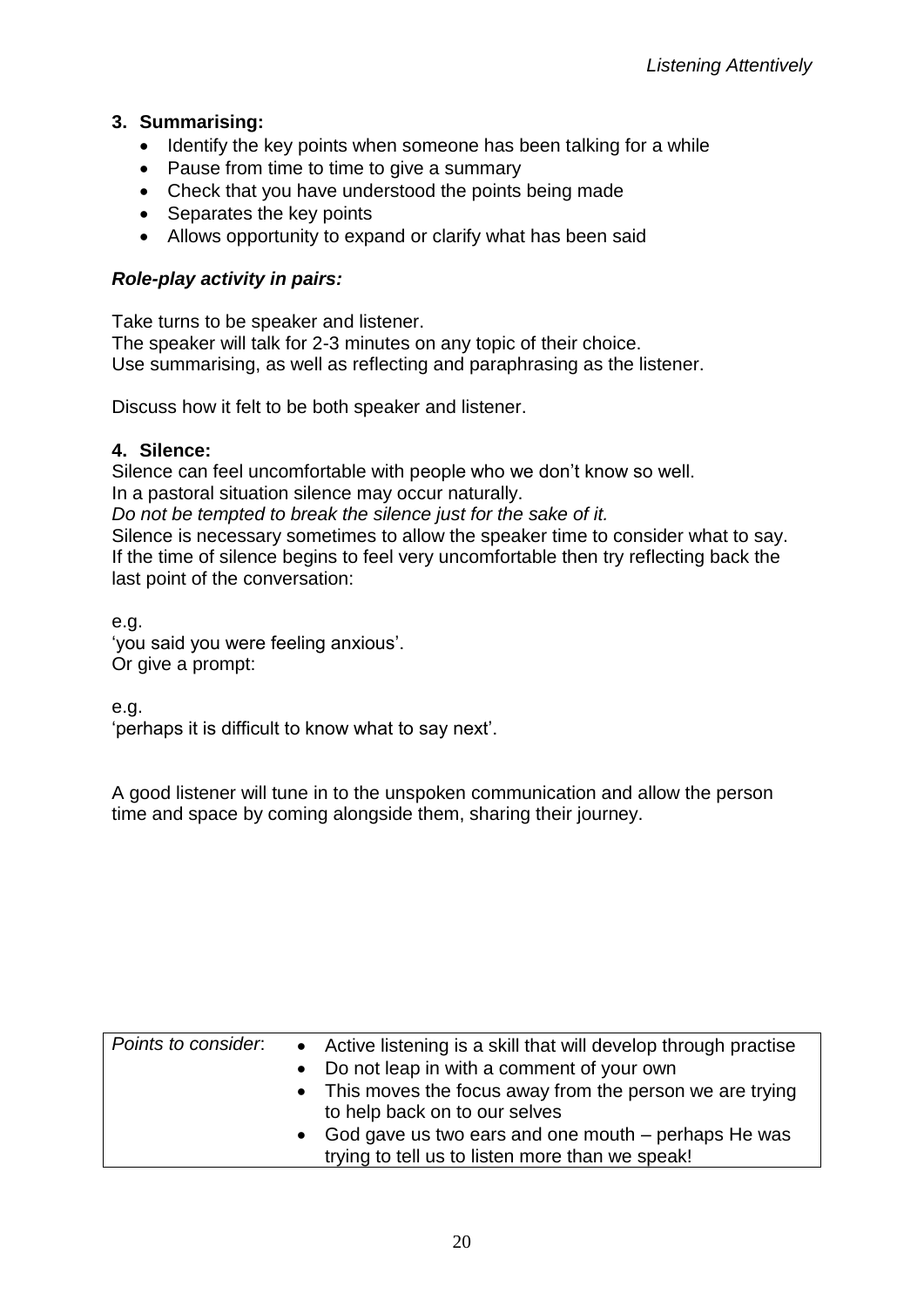### 3. Summarising:

- Identify the key points when someone has been talking for a while
- Pause from time to time to give a summary
- Check that you have understood the points being made
- Separates the key points
- Allows opportunity to expand or clarify what has been said

***Role-play activity in pairs:***

Take turns to be speaker and listener.
The speaker will talk for 2-3 minutes on any topic of their choice.
Use summarising, as well as reflecting and paraphrasing as the listener.

Discuss how it felt to be both speaker and listener.

### 4. Silence:

Silence can feel uncomfortable with people who we don't know so well.
In a pastoral situation silence may occur naturally.
*Do not be tempted to break the silence just for the sake of it.*
Silence is necessary sometimes to allow the speaker time to consider what to say.
If the time of silence begins to feel very uncomfortable then try reflecting back the last point of the conversation:

e.g.
'you said you were feeling anxious'.
Or give a prompt:

e.g.
'perhaps it is difficult to know what to say next'.

A good listener will tune in to the unspoken communication and allow the person time and space by coming alongside them, sharing their journey.

| *Points to consider*: | • Active listening is a skill that will develop through practise<br>• Do not leap in with a comment of your own<br>• This moves the focus away from the person we are trying to help back on to our selves<br>• God gave us two ears and one mouth – perhaps He was trying to tell us to listen more than we speak! |
|---|---|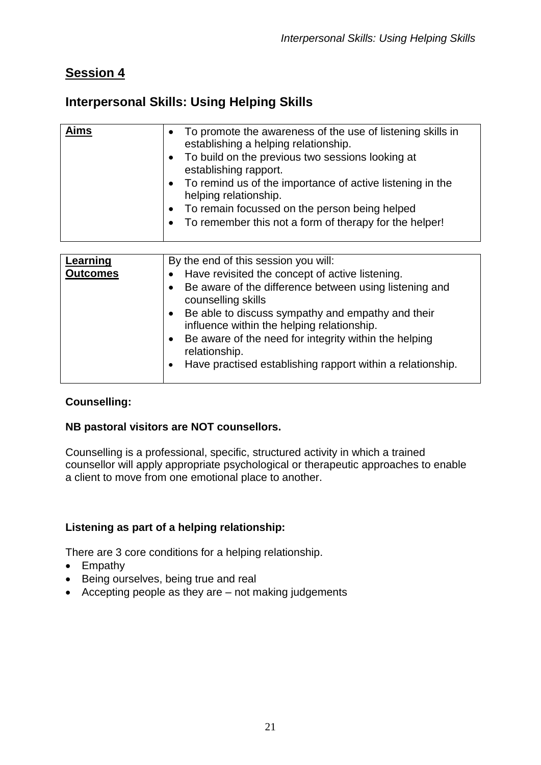## Session 4

## Interpersonal Skills: Using Helping Skills

| **Aims** | <ul><li>To promote the awareness of the use of listening skills in establishing a helping relationship.</li><li>To build on the previous two sessions looking at establishing rapport.</li><li>To remind us of the importance of active listening in the helping relationship.</li><li>To remain focussed on the person being helped</li><li>To remember this not a form of therapy for the helper!</li></ul> |
|---|---|

| **Learning Outcomes** | By the end of this session you will:<ul><li>Have revisited the concept of active listening.</li><li>Be aware of the difference between using listening and counselling skills</li><li>Be able to discuss sympathy and empathy and their influence within the helping relationship.</li><li>Be aware of the need for integrity within the helping relationship.</li><li>Have practised establishing rapport within a relationship.</li></ul> |
|---|---|

**Counselling:**

**NB pastoral visitors are NOT counsellors.**

Counselling is a professional, specific, structured activity in which a trained counsellor will apply appropriate psychological or therapeutic approaches to enable a client to move from one emotional place to another.

**Listening as part of a helping relationship:**

There are 3 core conditions for a helping relationship.

- Empathy
- Being ourselves, being true and real
- Accepting people as they are – not making judgements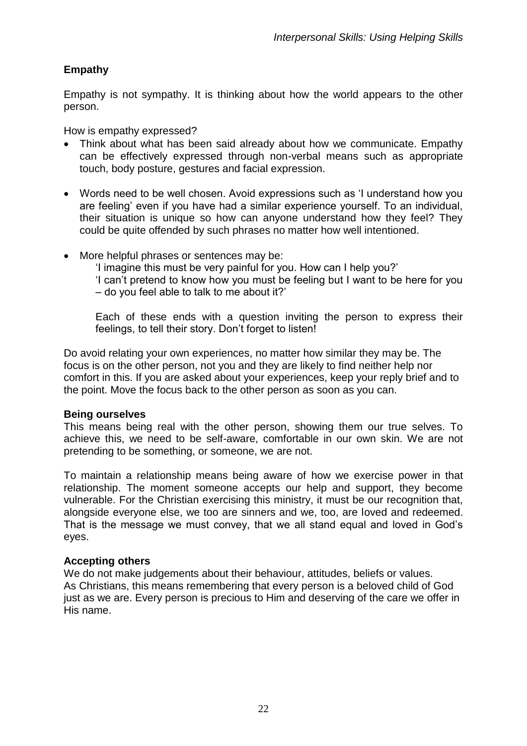**Empathy**

Empathy is not sympathy. It is thinking about how the world appears to the other person.

How is empathy expressed?

- Think about what has been said already about how we communicate. Empathy can be effectively expressed through non-verbal means such as appropriate touch, body posture, gestures and facial expression.
- Words need to be well chosen. Avoid expressions such as 'I understand how you are feeling' even if you have had a similar experience yourself. To an individual, their situation is unique so how can anyone understand how they feel? They could be quite offended by such phrases no matter how well intentioned.
- More helpful phrases or sentences may be:

  'I imagine this must be very painful for you. How can I help you?'

  'I can't pretend to know how you must be feeling but I want to be here for you – do you feel able to talk to me about it?'

  Each of these ends with a question inviting the person to express their feelings, to tell their story. Don't forget to listen!

Do avoid relating your own experiences, no matter how similar they may be. The focus is on the other person, not you and they are likely to find neither help nor comfort in this. If you are asked about your experiences, keep your reply brief and to the point. Move the focus back to the other person as soon as you can.

**Being ourselves**

This means being real with the other person, showing them our true selves. To achieve this, we need to be self-aware, comfortable in our own skin. We are not pretending to be something, or someone, we are not.

To maintain a relationship means being aware of how we exercise power in that relationship. The moment someone accepts our help and support, they become vulnerable. For the Christian exercising this ministry, it must be our recognition that, alongside everyone else, we too are sinners and we, too, are loved and redeemed. That is the message we must convey, that we all stand equal and loved in God's eyes.

**Accepting others**

We do not make judgements about their behaviour, attitudes, beliefs or values. As Christians, this means remembering that every person is a beloved child of God just as we are. Every person is precious to Him and deserving of the care we offer in His name.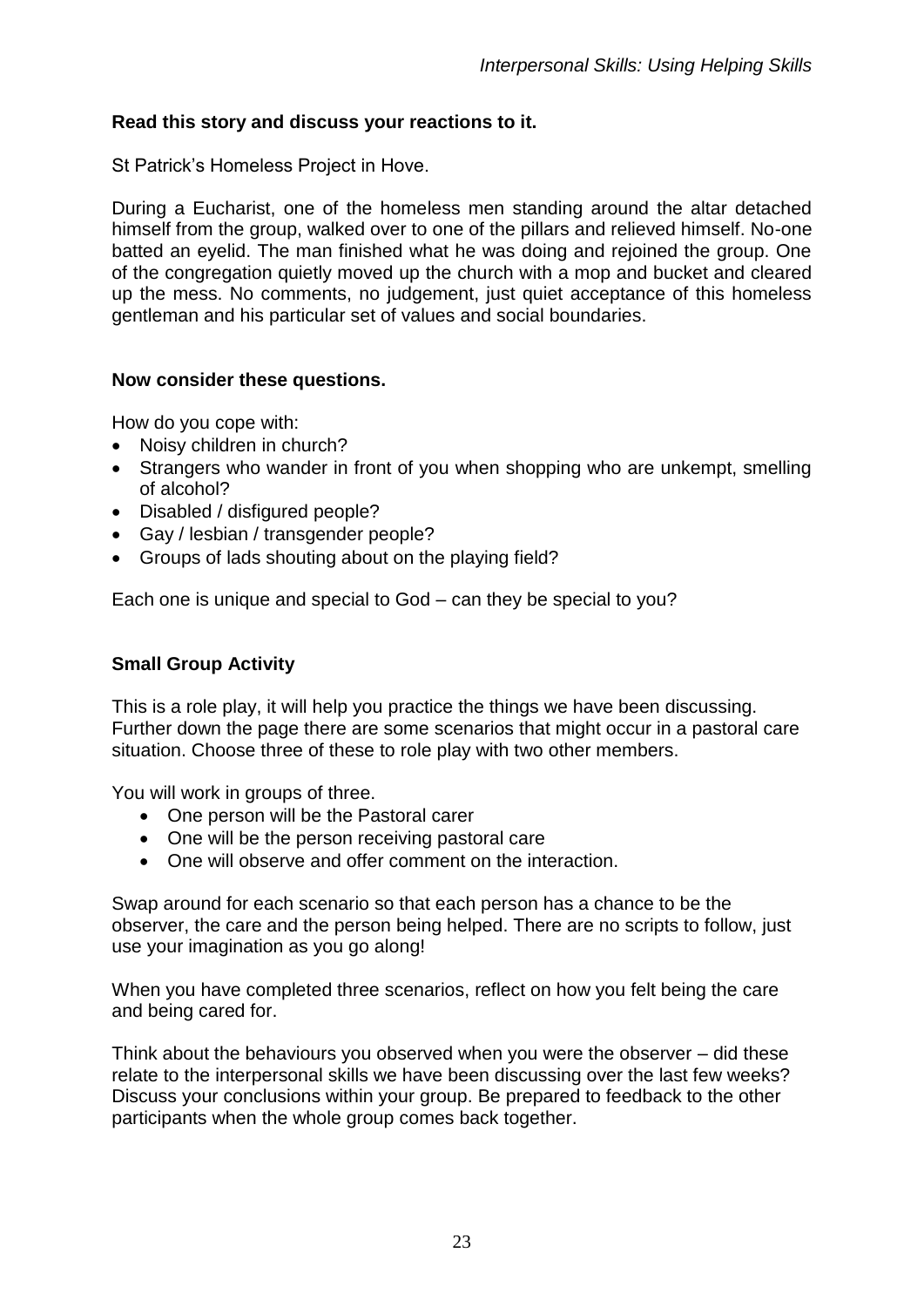**Read this story and discuss your reactions to it.**

St Patrick's Homeless Project in Hove.

During a Eucharist, one of the homeless men standing around the altar detached himself from the group, walked over to one of the pillars and relieved himself. No-one batted an eyelid. The man finished what he was doing and rejoined the group. One of the congregation quietly moved up the church with a mop and bucket and cleared up the mess. No comments, no judgement, just quiet acceptance of this homeless gentleman and his particular set of values and social boundaries.

**Now consider these questions.**

How do you cope with:

- Noisy children in church?
- Strangers who wander in front of you when shopping who are unkempt, smelling of alcohol?
- Disabled / disfigured people?
- Gay / lesbian / transgender people?
- Groups of lads shouting about on the playing field?

Each one is unique and special to God – can they be special to you?

**Small Group Activity**

This is a role play, it will help you practice the things we have been discussing. Further down the page there are some scenarios that might occur in a pastoral care situation. Choose three of these to role play with two other members.

You will work in groups of three.

- One person will be the Pastoral carer
- One will be the person receiving pastoral care
- One will observe and offer comment on the interaction.

Swap around for each scenario so that each person has a chance to be the observer, the care and the person being helped. There are no scripts to follow, just use your imagination as you go along!

When you have completed three scenarios, reflect on how you felt being the care and being cared for.

Think about the behaviours you observed when you were the observer – did these relate to the interpersonal skills we have been discussing over the last few weeks? Discuss your conclusions within your group. Be prepared to feedback to the other participants when the whole group comes back together.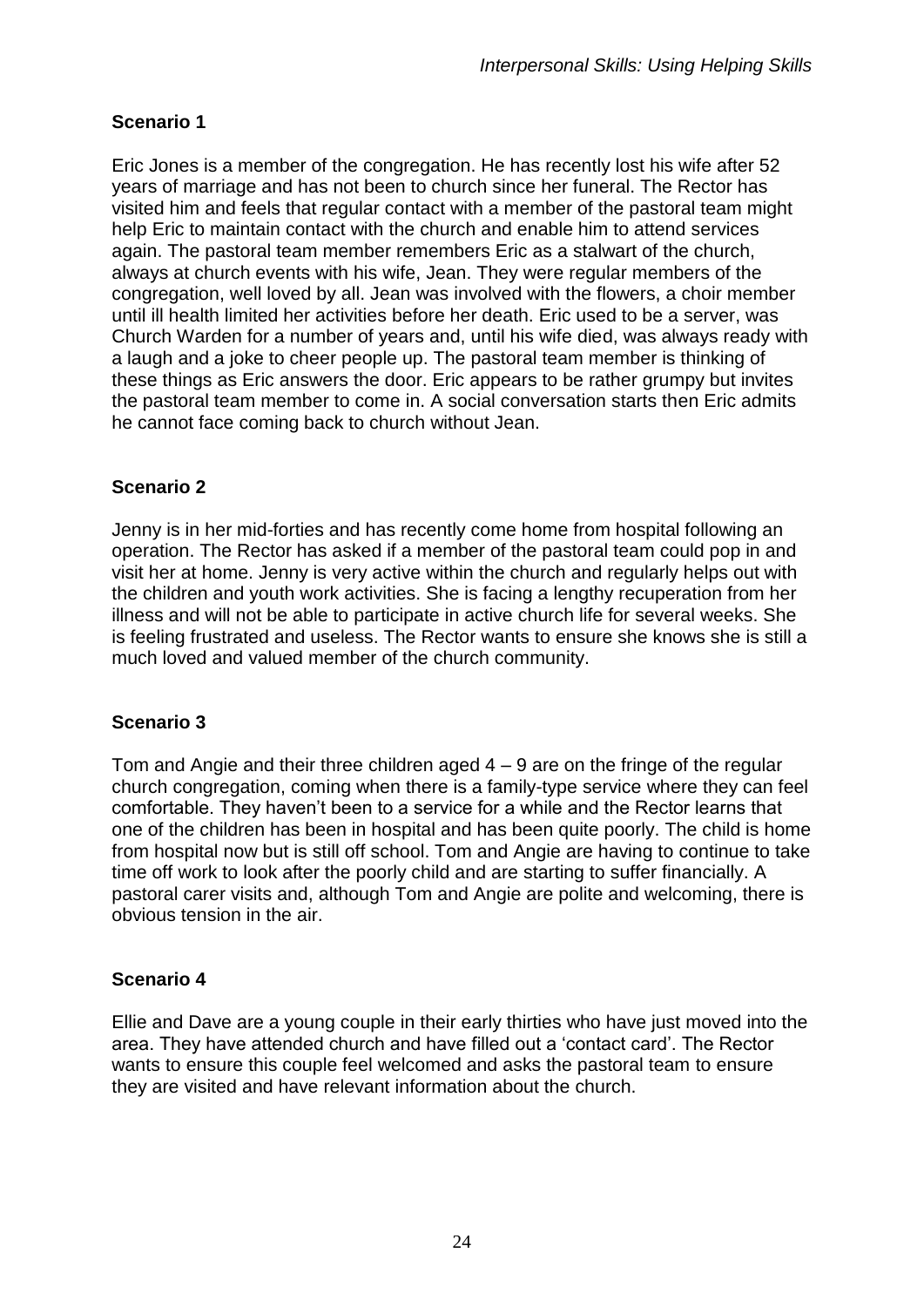### Scenario 1

Eric Jones is a member of the congregation. He has recently lost his wife after 52 years of marriage and has not been to church since her funeral. The Rector has visited him and feels that regular contact with a member of the pastoral team might help Eric to maintain contact with the church and enable him to attend services again. The pastoral team member remembers Eric as a stalwart of the church, always at church events with his wife, Jean. They were regular members of the congregation, well loved by all. Jean was involved with the flowers, a choir member until ill health limited her activities before her death. Eric used to be a server, was Church Warden for a number of years and, until his wife died, was always ready with a laugh and a joke to cheer people up. The pastoral team member is thinking of these things as Eric answers the door. Eric appears to be rather grumpy but invites the pastoral team member to come in. A social conversation starts then Eric admits he cannot face coming back to church without Jean.

### Scenario 2

Jenny is in her mid-forties and has recently come home from hospital following an operation. The Rector has asked if a member of the pastoral team could pop in and visit her at home. Jenny is very active within the church and regularly helps out with the children and youth work activities. She is facing a lengthy recuperation from her illness and will not be able to participate in active church life for several weeks. She is feeling frustrated and useless. The Rector wants to ensure she knows she is still a much loved and valued member of the church community.

### Scenario 3

Tom and Angie and their three children aged 4 – 9 are on the fringe of the regular church congregation, coming when there is a family-type service where they can feel comfortable. They haven't been to a service for a while and the Rector learns that one of the children has been in hospital and has been quite poorly. The child is home from hospital now but is still off school. Tom and Angie are having to continue to take time off work to look after the poorly child and are starting to suffer financially. A pastoral carer visits and, although Tom and Angie are polite and welcoming, there is obvious tension in the air.

### Scenario 4

Ellie and Dave are a young couple in their early thirties who have just moved into the area. They have attended church and have filled out a 'contact card'. The Rector wants to ensure this couple feel welcomed and asks the pastoral team to ensure they are visited and have relevant information about the church.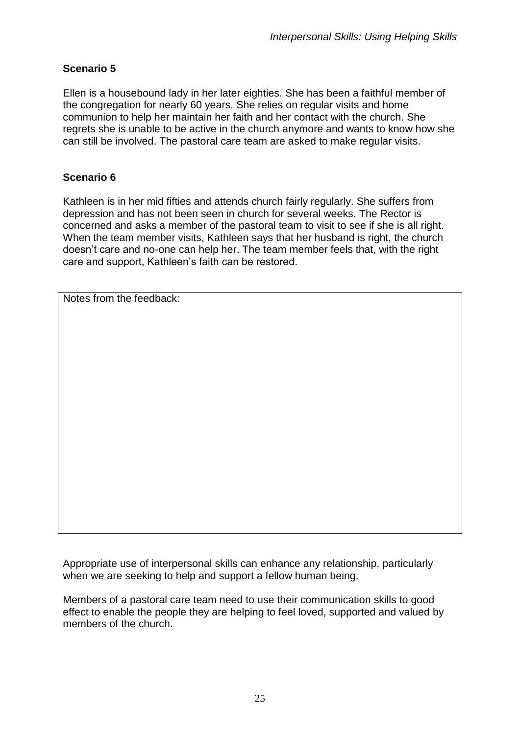### Scenario 5

Ellen is a housebound lady in her later eighties. She has been a faithful member of the congregation for nearly 60 years. She relies on regular visits and home communion to help her maintain her faith and her contact with the church. She regrets she is unable to be active in the church anymore and wants to know how she can still be involved. The pastoral care team are asked to make regular visits.

### Scenario 6

Kathleen is in her mid fifties and attends church fairly regularly. She suffers from depression and has not been seen in church for several weeks. The Rector is concerned and asks a member of the pastoral team to visit to see if she is all right. When the team member visits, Kathleen says that her husband is right, the church doesn't care and no-one can help her. The team member feels that, with the right care and support, Kathleen's faith can be restored.

| Notes from the feedback: |
| --- |
| |

Appropriate use of interpersonal skills can enhance any relationship, particularly when we are seeking to help and support a fellow human being.

Members of a pastoral care team need to use their communication skills to good effect to enable the people they are helping to feel loved, supported and valued by members of the church.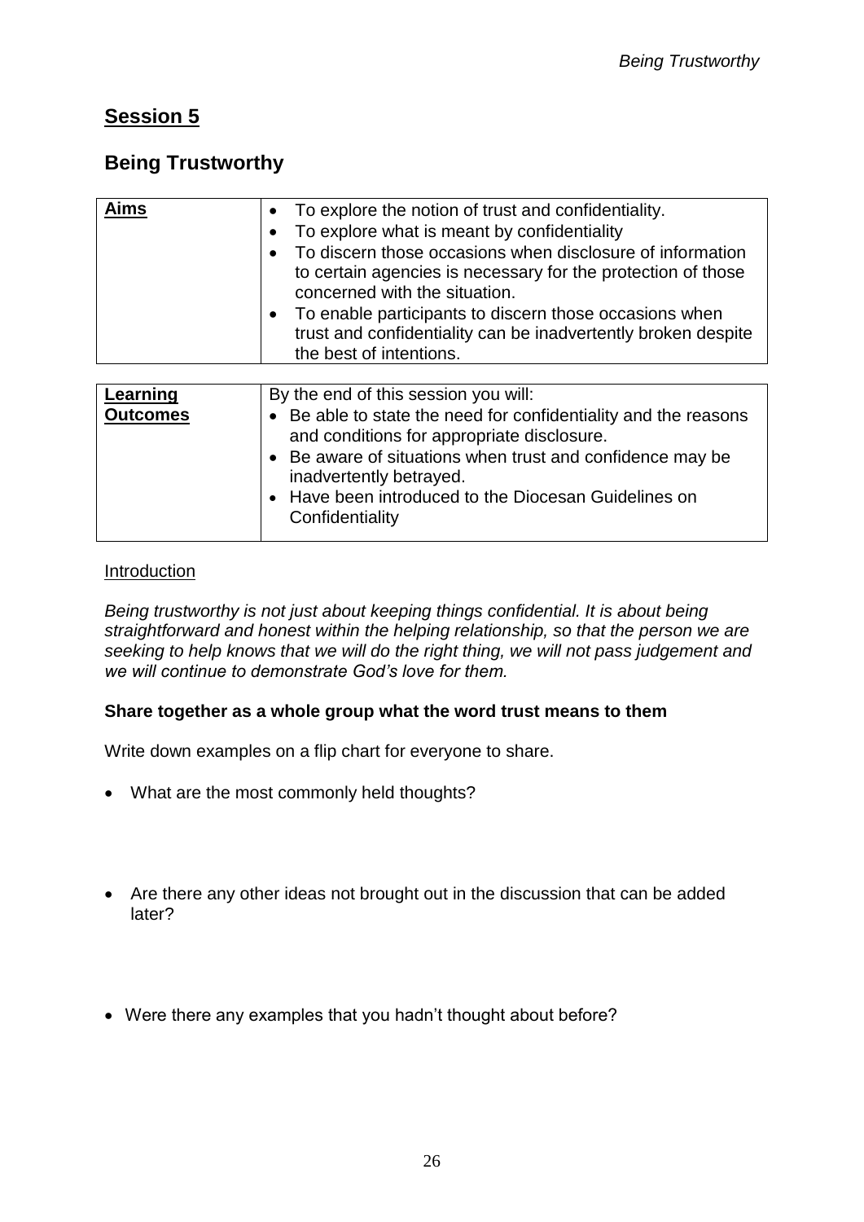## Session 5

## Being Trustworthy

| Aims | • To explore the notion of trust and confidentiality.<br>• To explore what is meant by confidentiality<br>• To discern those occasions when disclosure of information to certain agencies is necessary for the protection of those concerned with the situation.<br>• To enable participants to discern those occasions when trust and confidentiality can be inadvertently broken despite the best of intentions. |
|---|---|

| Learning Outcomes | By the end of this session you will:<br>• Be able to state the need for confidentiality and the reasons and conditions for appropriate disclosure.<br>• Be aware of situations when trust and confidence may be inadvertently betrayed.<br>• Have been introduced to the Diocesan Guidelines on Confidentiality |
|---|---|

Introduction

*Being trustworthy is not just about keeping things confidential. It is about being straightforward and honest within the helping relationship, so that the person we are seeking to help knows that we will do the right thing, we will not pass judgement and we will continue to demonstrate God's love for them.*

**Share together as a whole group what the word trust means to them**

Write down examples on a flip chart for everyone to share.

- What are the most commonly held thoughts?

- Are there any other ideas not brought out in the discussion that can be added later?

- Were there any examples that you hadn't thought about before?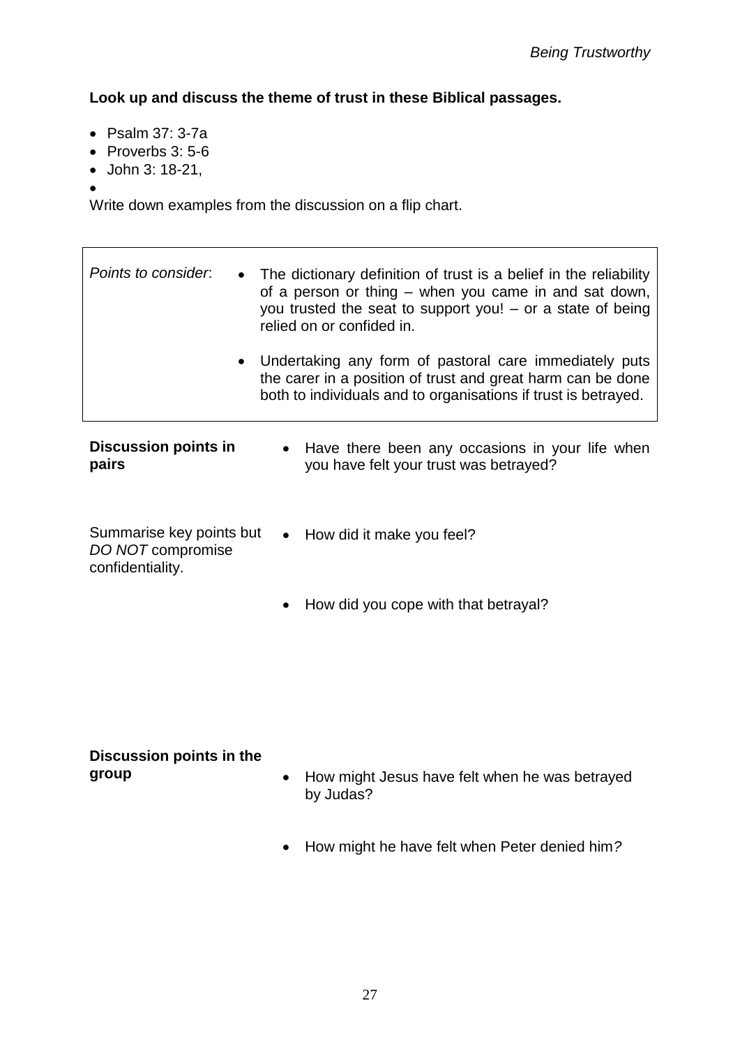**Look up and discuss the theme of trust in these Biblical passages.**

- Psalm 37: 3-7a
- Proverbs 3: 5-6
- John 3: 18-21,
-

Write down examples from the discussion on a flip chart.

| *Points to consider*: | • The dictionary definition of trust is a belief in the reliability of a person or thing – when you came in and sat down, you trusted the seat to support you! – or a state of being relied on or confided in.<br><br>• Undertaking any form of pastoral care immediately puts the carer in a position of trust and great harm can be done both to individuals and to organisations if trust is betrayed. |
|---|---|

**Discussion points in pairs**

Summarise key points but *DO NOT* compromise confidentiality.

- Have there been any occasions in your life when you have felt your trust was betrayed?
- How did it make you feel?
- How did you cope with that betrayal?

**Discussion points in the group**

- How might Jesus have felt when he was betrayed by Judas?
- How might he have felt when Peter denied him?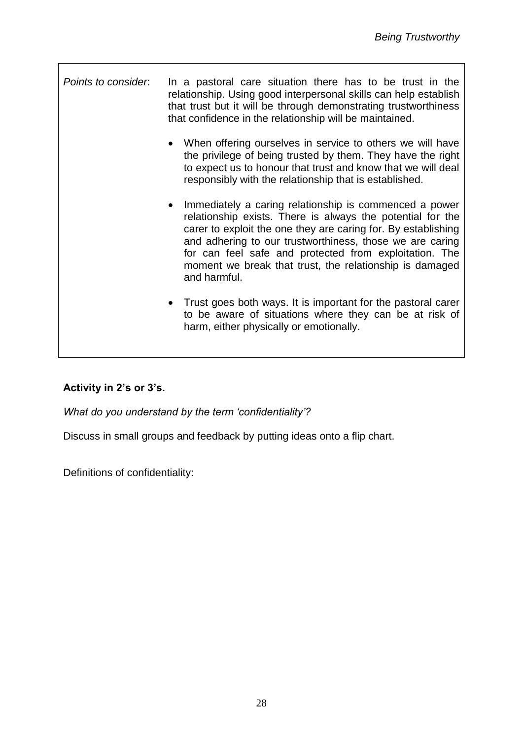*Points to consider*: In a pastoral care situation there has to be trust in the relationship. Using good interpersonal skills can help establish that trust but it will be through demonstrating trustworthiness that confidence in the relationship will be maintained.

- When offering ourselves in service to others we will have the privilege of being trusted by them. They have the right to expect us to honour that trust and know that we will deal responsibly with the relationship that is established.
- Immediately a caring relationship is commenced a power relationship exists. There is always the potential for the carer to exploit the one they are caring for. By establishing and adhering to our trustworthiness, those we are caring for can feel safe and protected from exploitation. The moment we break that trust, the relationship is damaged and harmful.
- Trust goes both ways. It is important for the pastoral carer to be aware of situations where they can be at risk of harm, either physically or emotionally.

**Activity in 2's or 3's.**

*What do you understand by the term 'confidentiality'?*

Discuss in small groups and feedback by putting ideas onto a flip chart.

Definitions of confidentiality: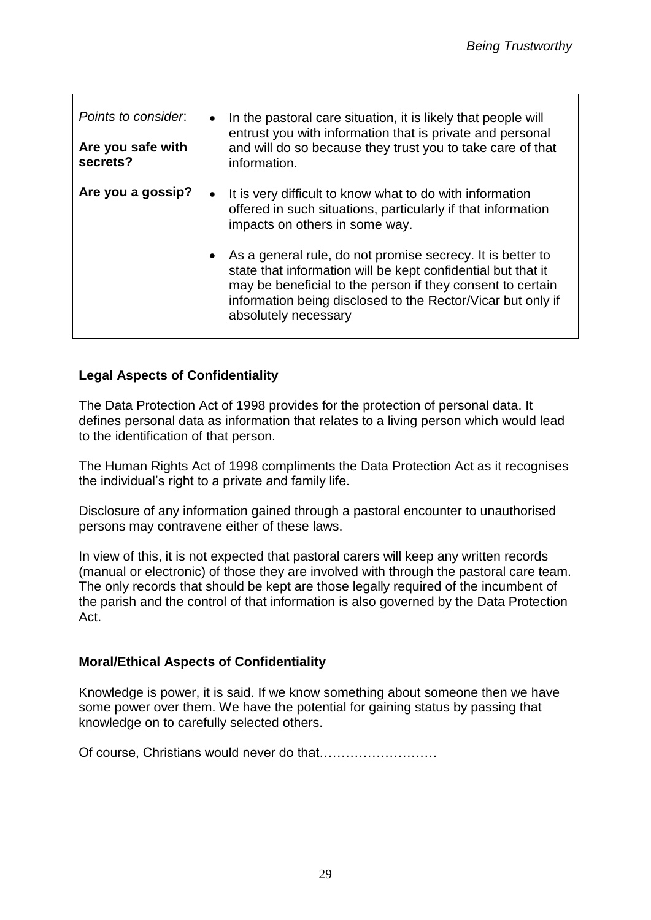| *Points to consider*:<br><br>**Are you safe with secrets?**<br><br>**Are you a gossip?** | • In the pastoral care situation, it is likely that people will entrust you with information that is private and personal and will do so because they trust you to take care of that information.<br><br>• It is very difficult to know what to do with information offered in such situations, particularly if that information impacts on others in some way.<br><br>• As a general rule, do not promise secrecy. It is better to state that information will be kept confidential but that it may be beneficial to the person if they consent to certain information being disclosed to the Rector/Vicar but only if absolutely necessary |
|---|---|

### Legal Aspects of Confidentiality

The Data Protection Act of 1998 provides for the protection of personal data. It defines personal data as information that relates to a living person which would lead to the identification of that person.

The Human Rights Act of 1998 compliments the Data Protection Act as it recognises the individual's right to a private and family life.

Disclosure of any information gained through a pastoral encounter to unauthorised persons may contravene either of these laws.

In view of this, it is not expected that pastoral carers will keep any written records (manual or electronic) of those they are involved with through the pastoral care team. The only records that should be kept are those legally required of the incumbent of the parish and the control of that information is also governed by the Data Protection Act.

### Moral/Ethical Aspects of Confidentiality

Knowledge is power, it is said. If we know something about someone then we have some power over them. We have the potential for gaining status by passing that knowledge on to carefully selected others.

Of course, Christians would never do that………………………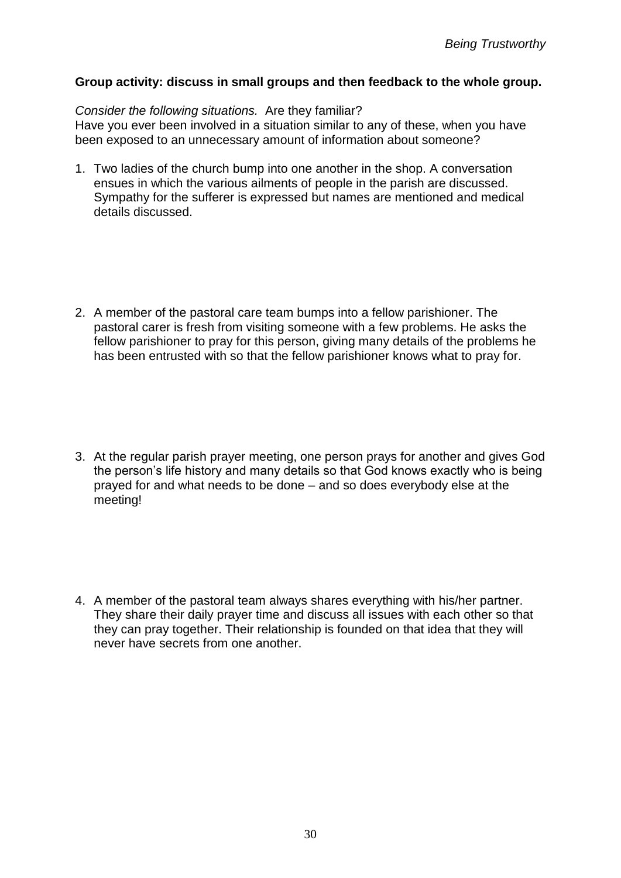**Group activity: discuss in small groups and then feedback to the whole group.**

*Consider the following situations.* Are they familiar?
Have you ever been involved in a situation similar to any of these, when you have been exposed to an unnecessary amount of information about someone?

1. Two ladies of the church bump into one another in the shop. A conversation ensues in which the various ailments of people in the parish are discussed. Sympathy for the sufferer is expressed but names are mentioned and medical details discussed.

2. A member of the pastoral care team bumps into a fellow parishioner. The pastoral carer is fresh from visiting someone with a few problems. He asks the fellow parishioner to pray for this person, giving many details of the problems he has been entrusted with so that the fellow parishioner knows what to pray for.

3. At the regular parish prayer meeting, one person prays for another and gives God the person's life history and many details so that God knows exactly who is being prayed for and what needs to be done – and so does everybody else at the meeting!

4. A member of the pastoral team always shares everything with his/her partner. They share their daily prayer time and discuss all issues with each other so that they can pray together. Their relationship is founded on that idea that they will never have secrets from one another.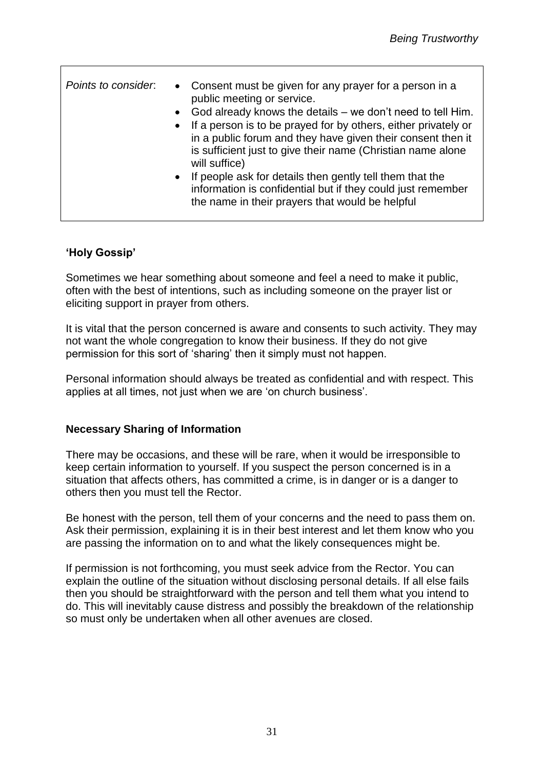*Points to consider*:

- Consent must be given for any prayer for a person in a public meeting or service.
- God already knows the details – we don't need to tell Him.
- If a person is to be prayed for by others, either privately or in a public forum and they have given their consent then it is sufficient just to give their name (Christian name alone will suffice)
- If people ask for details then gently tell them that the information is confidential but if they could just remember the name in their prayers that would be helpful

### 'Holy Gossip'

Sometimes we hear something about someone and feel a need to make it public, often with the best of intentions, such as including someone on the prayer list or eliciting support in prayer from others.

It is vital that the person concerned is aware and consents to such activity. They may not want the whole congregation to know their business. If they do not give permission for this sort of 'sharing' then it simply must not happen.

Personal information should always be treated as confidential and with respect. This applies at all times, not just when we are 'on church business'.

### Necessary Sharing of Information

There may be occasions, and these will be rare, when it would be irresponsible to keep certain information to yourself. If you suspect the person concerned is in a situation that affects others, has committed a crime, is in danger or is a danger to others then you must tell the Rector.

Be honest with the person, tell them of your concerns and the need to pass them on. Ask their permission, explaining it is in their best interest and let them know who you are passing the information on to and what the likely consequences might be.

If permission is not forthcoming, you must seek advice from the Rector. You can explain the outline of the situation without disclosing personal details. If all else fails then you should be straightforward with the person and tell them what you intend to do. This will inevitably cause distress and possibly the breakdown of the relationship so must only be undertaken when all other avenues are closed.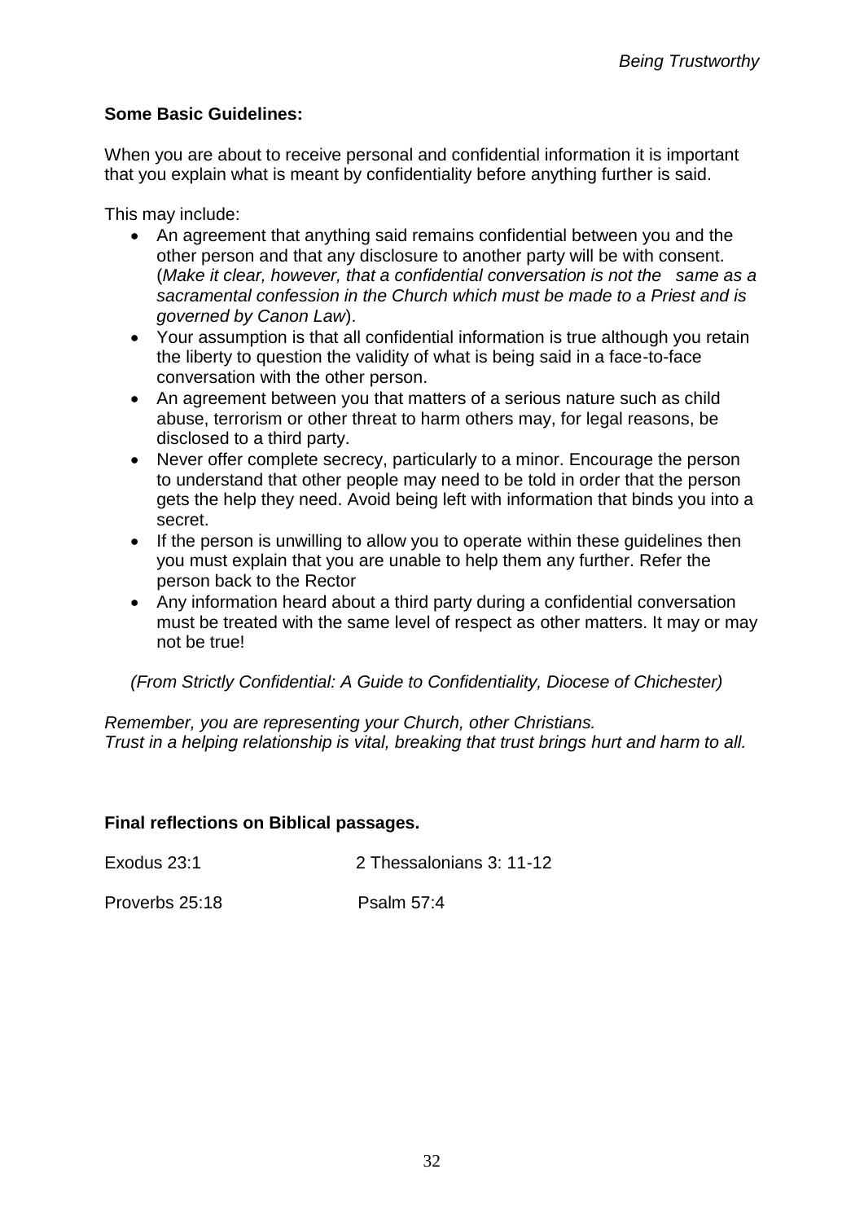**Some Basic Guidelines:**

When you are about to receive personal and confidential information it is important that you explain what is meant by confidentiality before anything further is said.

This may include:

- An agreement that anything said remains confidential between you and the other person and that any disclosure to another party will be with consent. (*Make it clear, however, that a confidential conversation is not the same as a sacramental confession in the Church which must be made to a Priest and is governed by Canon Law*).
- Your assumption is that all confidential information is true although you retain the liberty to question the validity of what is being said in a face-to-face conversation with the other person.
- An agreement between you that matters of a serious nature such as child abuse, terrorism or other threat to harm others may, for legal reasons, be disclosed to a third party.
- Never offer complete secrecy, particularly to a minor. Encourage the person to understand that other people may need to be told in order that the person gets the help they need. Avoid being left with information that binds you into a secret.
- If the person is unwilling to allow you to operate within these guidelines then you must explain that you are unable to help them any further. Refer the person back to the Rector
- Any information heard about a third party during a confidential conversation must be treated with the same level of respect as other matters. It may or may not be true!

*(From Strictly Confidential: A Guide to Confidentiality, Diocese of Chichester)*

*Remember, you are representing your Church, other Christians.*
*Trust in a helping relationship is vital, breaking that trust brings hurt and harm to all.*

**Final reflections on Biblical passages.**

Exodus 23:1 2 Thessalonians 3: 11-12

Proverbs 25:18 Psalm 57:4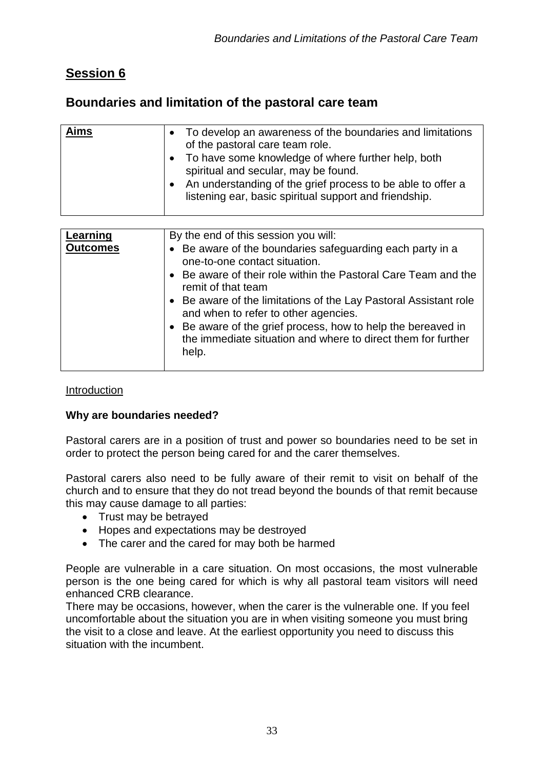## Session 6

## Boundaries and limitation of the pastoral care team

| **Aims** | • To develop an awareness of the boundaries and limitations of the pastoral care team role.<br>• To have some knowledge of where further help, both spiritual and secular, may be found.<br>• An understanding of the grief process to be able to offer a listening ear, basic spiritual support and friendship. |
|---|---|

| **Learning Outcomes** | By the end of this session you will:<br>• Be aware of the boundaries safeguarding each party in a one-to-one contact situation.<br>• Be aware of their role within the Pastoral Care Team and the remit of that team<br>• Be aware of the limitations of the Lay Pastoral Assistant role and when to refer to other agencies.<br>• Be aware of the grief process, how to help the bereaved in the immediate situation and where to direct them for further help. |
|---|---|

Introduction

**Why are boundaries needed?**

Pastoral carers are in a position of trust and power so boundaries need to be set in order to protect the person being cared for and the carer themselves.

Pastoral carers also need to be fully aware of their remit to visit on behalf of the church and to ensure that they do not tread beyond the bounds of that remit because this may cause damage to all parties:

- Trust may be betrayed
- Hopes and expectations may be destroyed
- The carer and the cared for may both be harmed

People are vulnerable in a care situation. On most occasions, the most vulnerable person is the one being cared for which is why all pastoral team visitors will need enhanced CRB clearance.

There may be occasions, however, when the carer is the vulnerable one. If you feel uncomfortable about the situation you are in when visiting someone you must bring the visit to a close and leave. At the earliest opportunity you need to discuss this situation with the incumbent.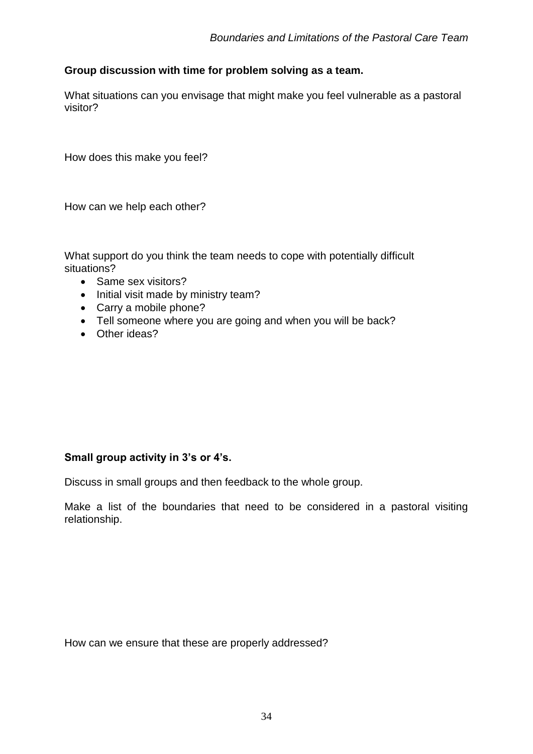**Group discussion with time for problem solving as a team.**

What situations can you envisage that might make you feel vulnerable as a pastoral visitor?

How does this make you feel?

How can we help each other?

What support do you think the team needs to cope with potentially difficult situations?

- Same sex visitors?
- Initial visit made by ministry team?
- Carry a mobile phone?
- Tell someone where you are going and when you will be back?
- Other ideas?

**Small group activity in 3's or 4's.**

Discuss in small groups and then feedback to the whole group.

Make a list of the boundaries that need to be considered in a pastoral visiting relationship.

How can we ensure that these are properly addressed?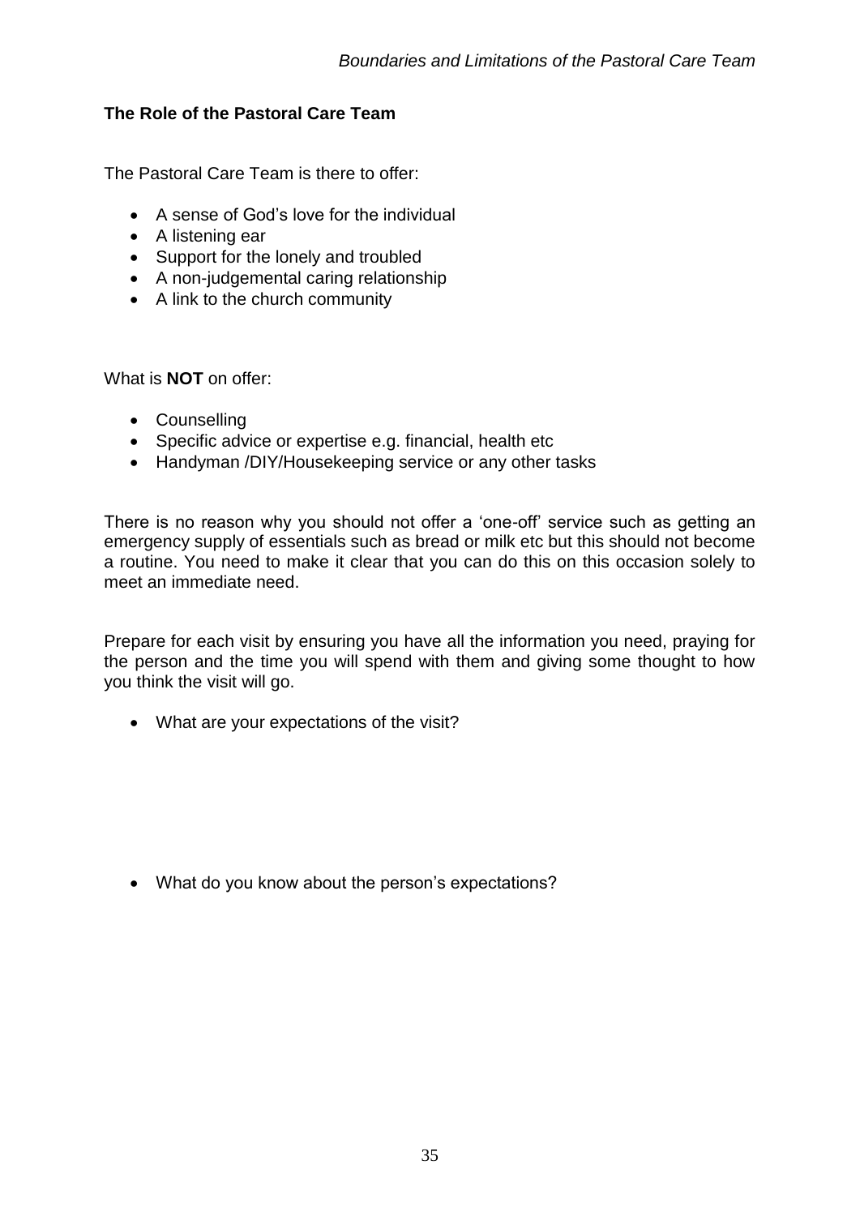## The Role of the Pastoral Care Team

The Pastoral Care Team is there to offer:

- A sense of God's love for the individual
- A listening ear
- Support for the lonely and troubled
- A non-judgemental caring relationship
- A link to the church community

What is **NOT** on offer:

- Counselling
- Specific advice or expertise e.g. financial, health etc
- Handyman /DIY/Housekeeping service or any other tasks

There is no reason why you should not offer a 'one-off' service such as getting an emergency supply of essentials such as bread or milk etc but this should not become a routine. You need to make it clear that you can do this on this occasion solely to meet an immediate need.

Prepare for each visit by ensuring you have all the information you need, praying for the person and the time you will spend with them and giving some thought to how you think the visit will go.

- What are your expectations of the visit?

- What do you know about the person's expectations?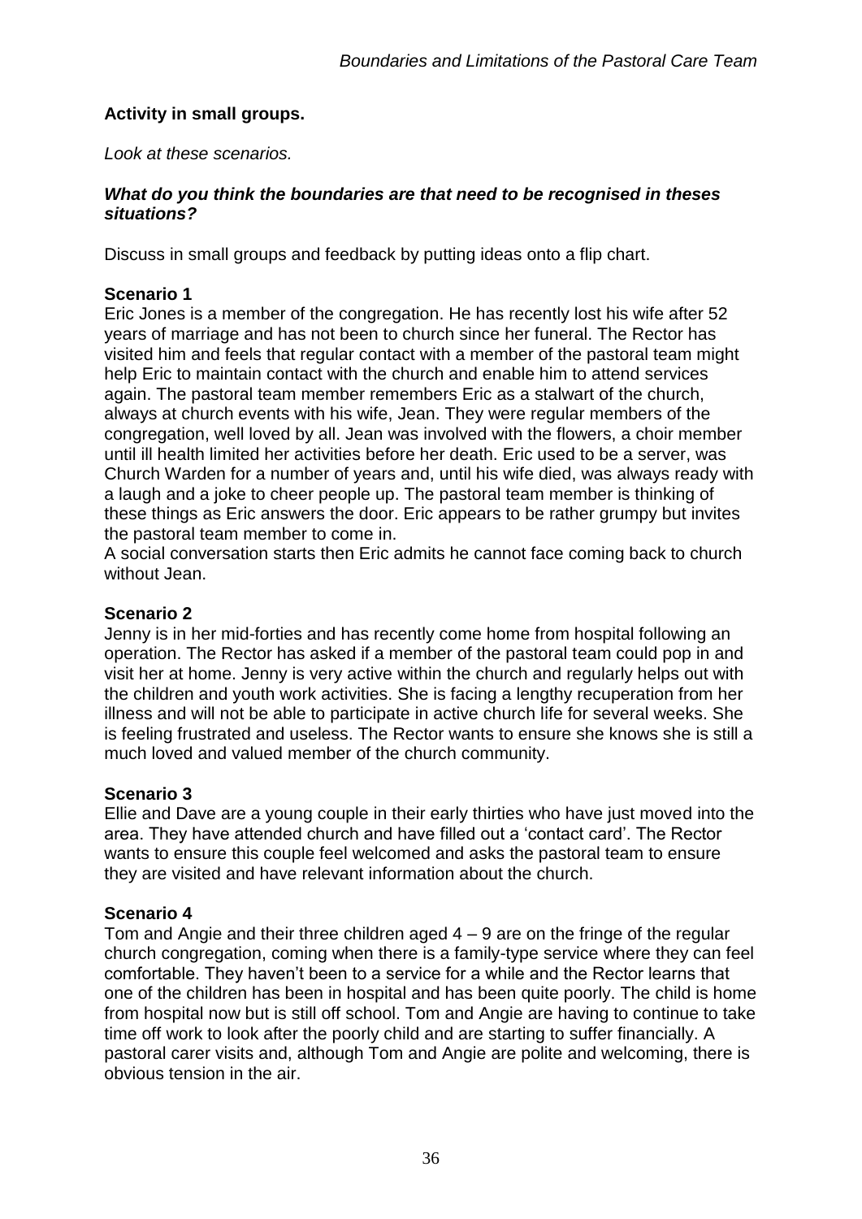**Activity in small groups.**

*Look at these scenarios.*

***What do you think the boundaries are that need to be recognised in theses situations?***

Discuss in small groups and feedback by putting ideas onto a flip chart.

**Scenario 1**

Eric Jones is a member of the congregation. He has recently lost his wife after 52 years of marriage and has not been to church since her funeral. The Rector has visited him and feels that regular contact with a member of the pastoral team might help Eric to maintain contact with the church and enable him to attend services again. The pastoral team member remembers Eric as a stalwart of the church, always at church events with his wife, Jean. They were regular members of the congregation, well loved by all. Jean was involved with the flowers, a choir member until ill health limited her activities before her death. Eric used to be a server, was Church Warden for a number of years and, until his wife died, was always ready with a laugh and a joke to cheer people up. The pastoral team member is thinking of these things as Eric answers the door. Eric appears to be rather grumpy but invites the pastoral team member to come in.

A social conversation starts then Eric admits he cannot face coming back to church without Jean.

**Scenario 2**

Jenny is in her mid-forties and has recently come home from hospital following an operation. The Rector has asked if a member of the pastoral team could pop in and visit her at home. Jenny is very active within the church and regularly helps out with the children and youth work activities. She is facing a lengthy recuperation from her illness and will not be able to participate in active church life for several weeks. She is feeling frustrated and useless. The Rector wants to ensure she knows she is still a much loved and valued member of the church community.

**Scenario 3**

Ellie and Dave are a young couple in their early thirties who have just moved into the area. They have attended church and have filled out a 'contact card'. The Rector wants to ensure this couple feel welcomed and asks the pastoral team to ensure they are visited and have relevant information about the church.

**Scenario 4**

Tom and Angie and their three children aged 4 – 9 are on the fringe of the regular church congregation, coming when there is a family-type service where they can feel comfortable. They haven't been to a service for a while and the Rector learns that one of the children has been in hospital and has been quite poorly. The child is home from hospital now but is still off school. Tom and Angie are having to continue to take time off work to look after the poorly child and are starting to suffer financially. A pastoral carer visits and, although Tom and Angie are polite and welcoming, there is obvious tension in the air.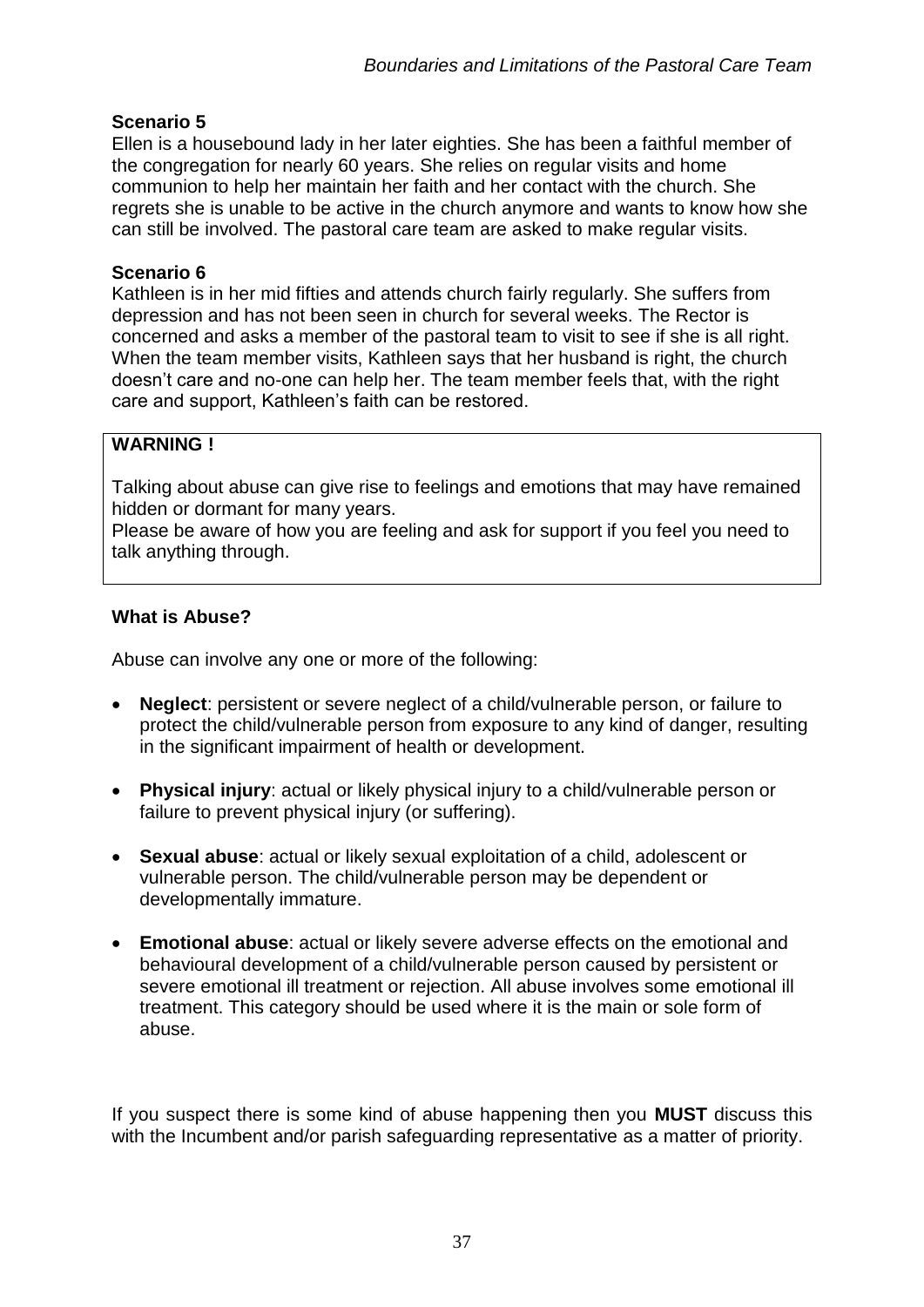**Scenario 5**

Ellen is a housebound lady in her later eighties. She has been a faithful member of the congregation for nearly 60 years. She relies on regular visits and home communion to help her maintain her faith and her contact with the church. She regrets she is unable to be active in the church anymore and wants to know how she can still be involved. The pastoral care team are asked to make regular visits.

**Scenario 6**

Kathleen is in her mid fifties and attends church fairly regularly. She suffers from depression and has not been seen in church for several weeks. The Rector is concerned and asks a member of the pastoral team to visit to see if she is all right. When the team member visits, Kathleen says that her husband is right, the church doesn't care and no-one can help her. The team member feels that, with the right care and support, Kathleen's faith can be restored.

> **WARNING !**
>
> Talking about abuse can give rise to feelings and emotions that may have remained hidden or dormant for many years.
> Please be aware of how you are feeling and ask for support if you feel you need to talk anything through.

**What is Abuse?**

Abuse can involve any one or more of the following:

- **Neglect**: persistent or severe neglect of a child/vulnerable person, or failure to protect the child/vulnerable person from exposure to any kind of danger, resulting in the significant impairment of health or development.
- **Physical injury**: actual or likely physical injury to a child/vulnerable person or failure to prevent physical injury (or suffering).
- **Sexual abuse**: actual or likely sexual exploitation of a child, adolescent or vulnerable person. The child/vulnerable person may be dependent or developmentally immature.
- **Emotional abuse**: actual or likely severe adverse effects on the emotional and behavioural development of a child/vulnerable person caused by persistent or severe emotional ill treatment or rejection. All abuse involves some emotional ill treatment. This category should be used where it is the main or sole form of abuse.

If you suspect there is some kind of abuse happening then you **MUST** discuss this with the Incumbent and/or parish safeguarding representative as a matter of priority.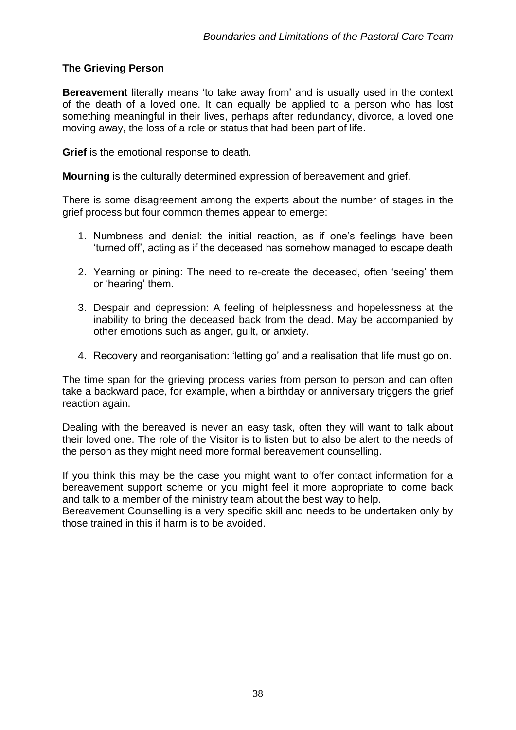## The Grieving Person

**Bereavement** literally means 'to take away from' and is usually used in the context of the death of a loved one. It can equally be applied to a person who has lost something meaningful in their lives, perhaps after redundancy, divorce, a loved one moving away, the loss of a role or status that had been part of life.

**Grief** is the emotional response to death.

**Mourning** is the culturally determined expression of bereavement and grief.

There is some disagreement among the experts about the number of stages in the grief process but four common themes appear to emerge:

1. Numbness and denial: the initial reaction, as if one's feelings have been 'turned off', acting as if the deceased has somehow managed to escape death
2. Yearning or pining: The need to re-create the deceased, often 'seeing' them or 'hearing' them.
3. Despair and depression: A feeling of helplessness and hopelessness at the inability to bring the deceased back from the dead. May be accompanied by other emotions such as anger, guilt, or anxiety.
4. Recovery and reorganisation: 'letting go' and a realisation that life must go on.

The time span for the grieving process varies from person to person and can often take a backward pace, for example, when a birthday or anniversary triggers the grief reaction again.

Dealing with the bereaved is never an easy task, often they will want to talk about their loved one. The role of the Visitor is to listen but to also be alert to the needs of the person as they might need more formal bereavement counselling.

If you think this may be the case you might want to offer contact information for a bereavement support scheme or you might feel it more appropriate to come back and talk to a member of the ministry team about the best way to help.
Bereavement Counselling is a very specific skill and needs to be undertaken only by those trained in this if harm is to be avoided.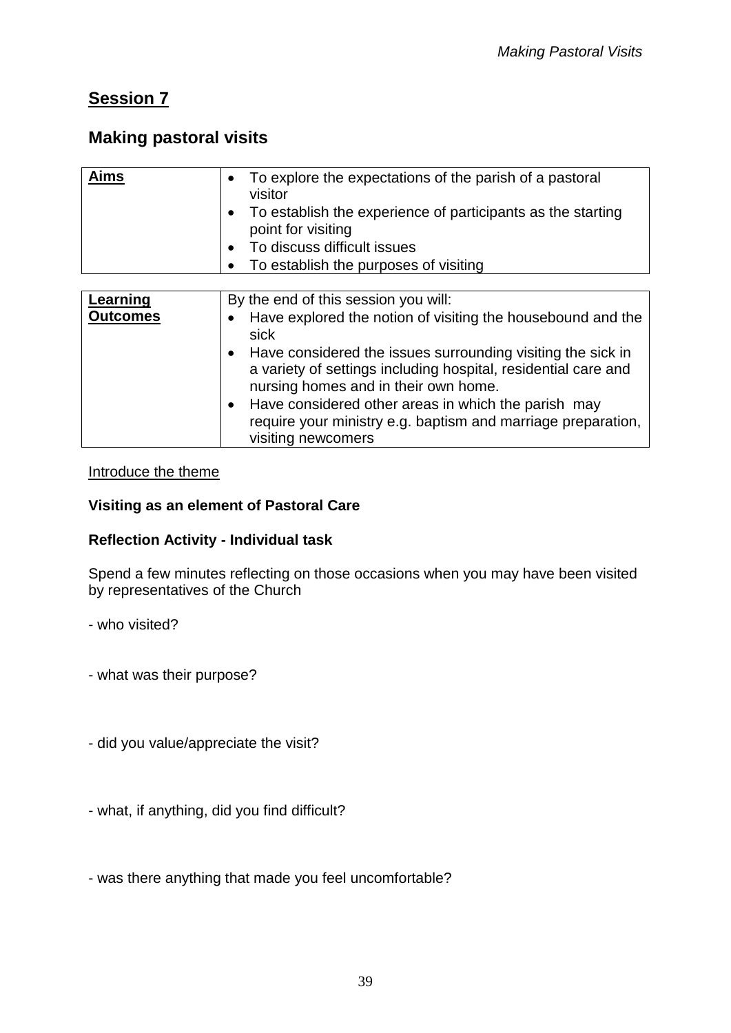# Session 7

## Making pastoral visits

| **Aims** | • To explore the expectations of the parish of a pastoral visitor<br>• To establish the experience of participants as the starting point for visiting<br>• To discuss difficult issues<br>• To establish the purposes of visiting |
|---|---|

| **Learning Outcomes** | By the end of this session you will:<br>• Have explored the notion of visiting the housebound and the sick<br>• Have considered the issues surrounding visiting the sick in a variety of settings including hospital, residential care and nursing homes and in their own home.<br>• Have considered other areas in which the parish may require your ministry e.g. baptism and marriage preparation, visiting newcomers |
|---|---|

Introduce the theme

**Visiting as an element of Pastoral Care**

**Reflection Activity - Individual task**

Spend a few minutes reflecting on those occasions when you may have been visited by representatives of the Church

- who visited?

- what was their purpose?

- did you value/appreciate the visit?

- what, if anything, did you find difficult?

- was there anything that made you feel uncomfortable?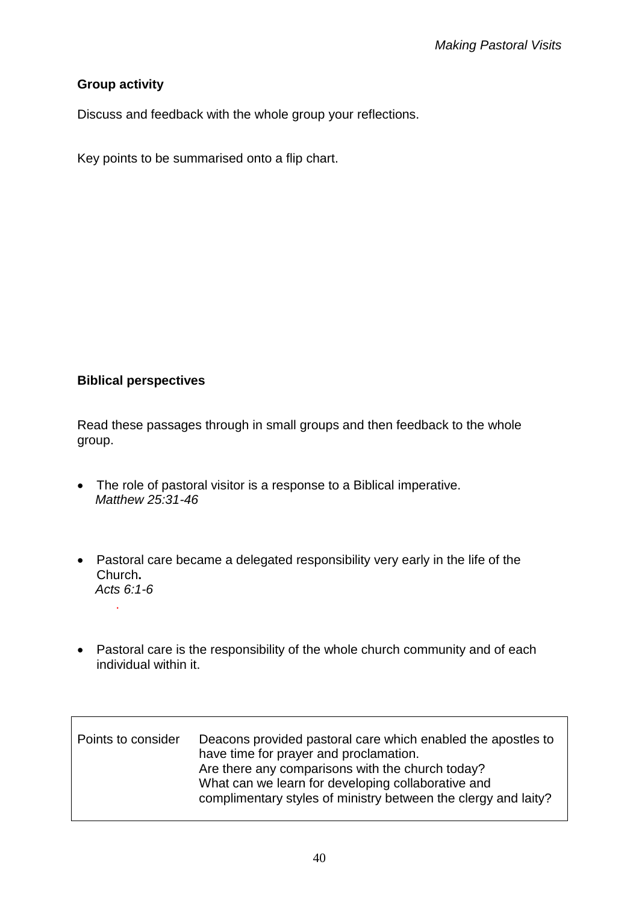**Group activity**

Discuss and feedback with the whole group your reflections.

Key points to be summarised onto a flip chart.

**Biblical perspectives**

Read these passages through in small groups and then feedback to the whole group.

- The role of pastoral visitor is a response to a Biblical imperative.
  *Matthew 25:31-46*

- Pastoral care became a delegated responsibility very early in the life of the Church**.**
  *Acts 6:1-6*

- Pastoral care is the responsibility of the whole church community and of each individual within it.

| Points to consider | Deacons provided pastoral care which enabled the apostles to have time for prayer and proclamation.<br>Are there any comparisons with the church today?<br>What can we learn for developing collaborative and complimentary styles of ministry between the clergy and laity? |
|---|---|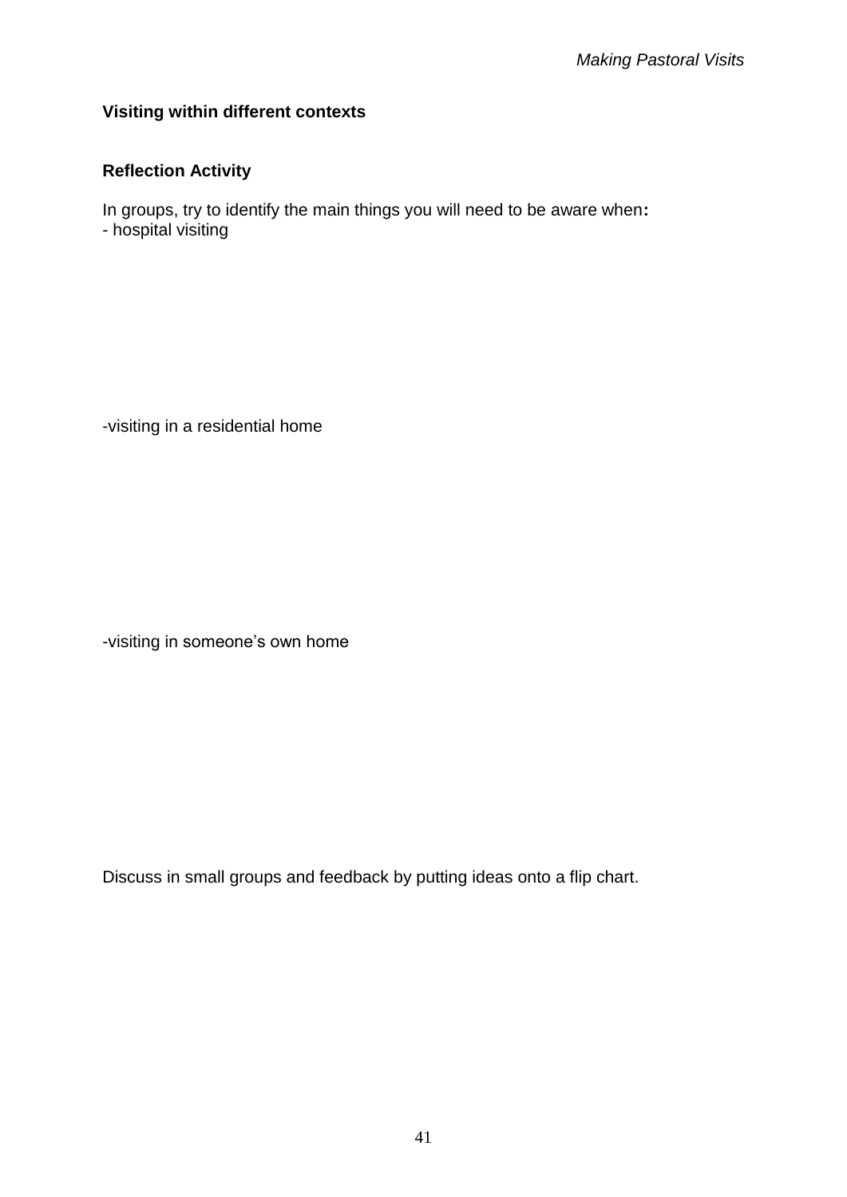**Visiting within different contexts**

**Reflection Activity**

In groups, try to identify the main things you will need to be aware when**:**
- hospital visiting

-visiting in a residential home

-visiting in someone's own home

Discuss in small groups and feedback by putting ideas onto a flip chart.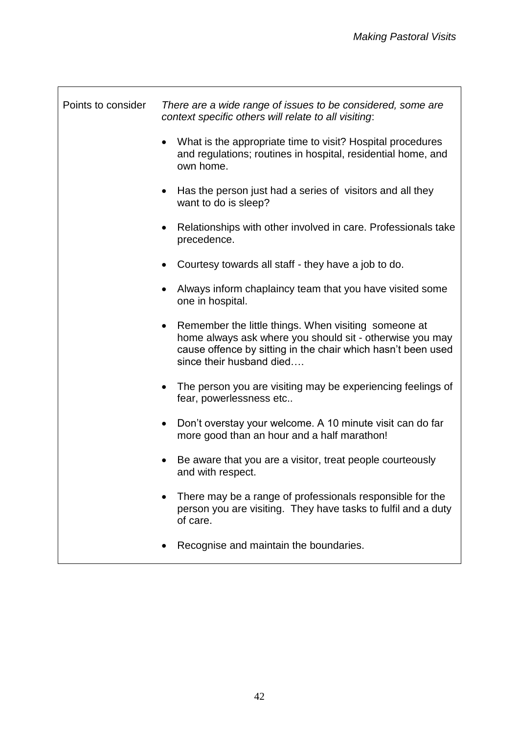Points to consider

*There are a wide range of issues to be considered, some are context specific others will relate to all visiting*:

- What is the appropriate time to visit? Hospital procedures and regulations; routines in hospital, residential home, and own home.
- Has the person just had a series of visitors and all they want to do is sleep?
- Relationships with other involved in care. Professionals take precedence.
- Courtesy towards all staff - they have a job to do.
- Always inform chaplaincy team that you have visited some one in hospital.
- Remember the little things. When visiting someone at home always ask where you should sit - otherwise you may cause offence by sitting in the chair which hasn't been used since their husband died….
- The person you are visiting may be experiencing feelings of fear, powerlessness etc..
- Don't overstay your welcome. A 10 minute visit can do far more good than an hour and a half marathon!
- Be aware that you are a visitor, treat people courteously and with respect.
- There may be a range of professionals responsible for the person you are visiting. They have tasks to fulfil and a duty of care.
- Recognise and maintain the boundaries.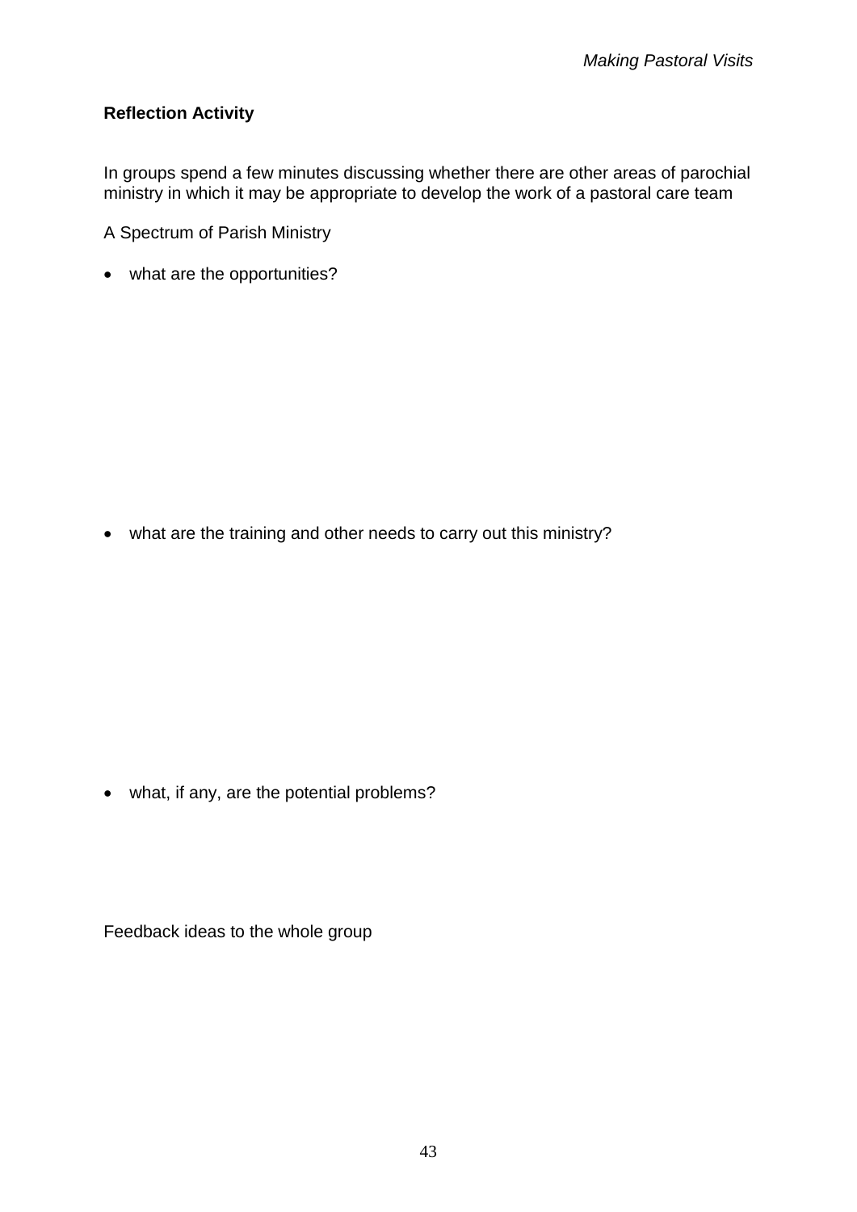**Reflection Activity**

In groups spend a few minutes discussing whether there are other areas of parochial ministry in which it may be appropriate to develop the work of a pastoral care team

A Spectrum of Parish Ministry

- what are the opportunities?

- what are the training and other needs to carry out this ministry?

- what, if any, are the potential problems?

Feedback ideas to the whole group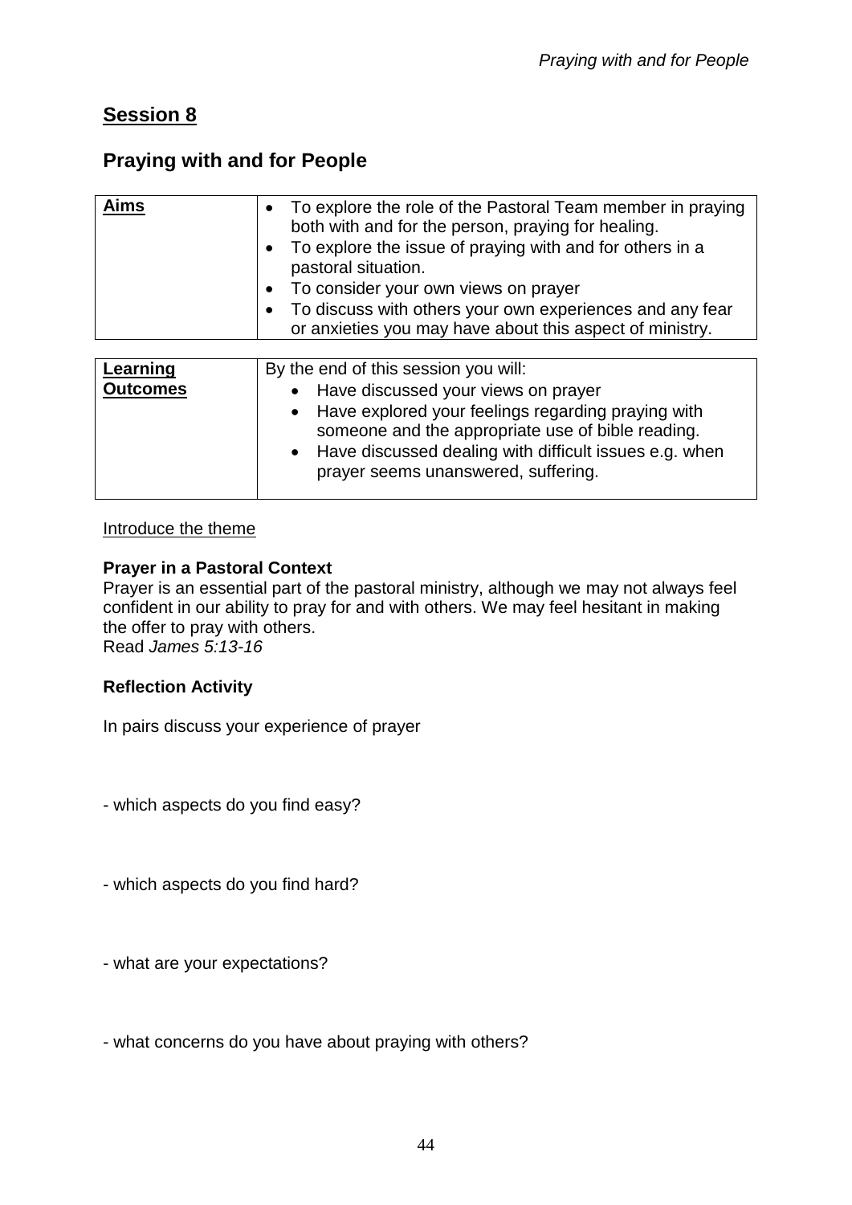# Session 8

## Praying with and for People

| **Aims** | • To explore the role of the Pastoral Team member in praying both with and for the person, praying for healing.<br>• To explore the issue of praying with and for others in a pastoral situation.<br>• To consider your own views on prayer<br>• To discuss with others your own experiences and any fear or anxieties you may have about this aspect of ministry. |
|---|---|

| **Learning Outcomes** | By the end of this session you will:<br>• Have discussed your views on prayer<br>• Have explored your feelings regarding praying with someone and the appropriate use of bible reading.<br>• Have discussed dealing with difficult issues e.g. when prayer seems unanswered, suffering. |
|---|---|

Introduce the theme

**Prayer in a Pastoral Context**

Prayer is an essential part of the pastoral ministry, although we may not always feel confident in our ability to pray for and with others. We may feel hesitant in making the offer to pray with others.
Read *James 5:13-16*

**Reflection Activity**

In pairs discuss your experience of prayer

- which aspects do you find easy?

- which aspects do you find hard?

- what are your expectations?

- what concerns do you have about praying with others?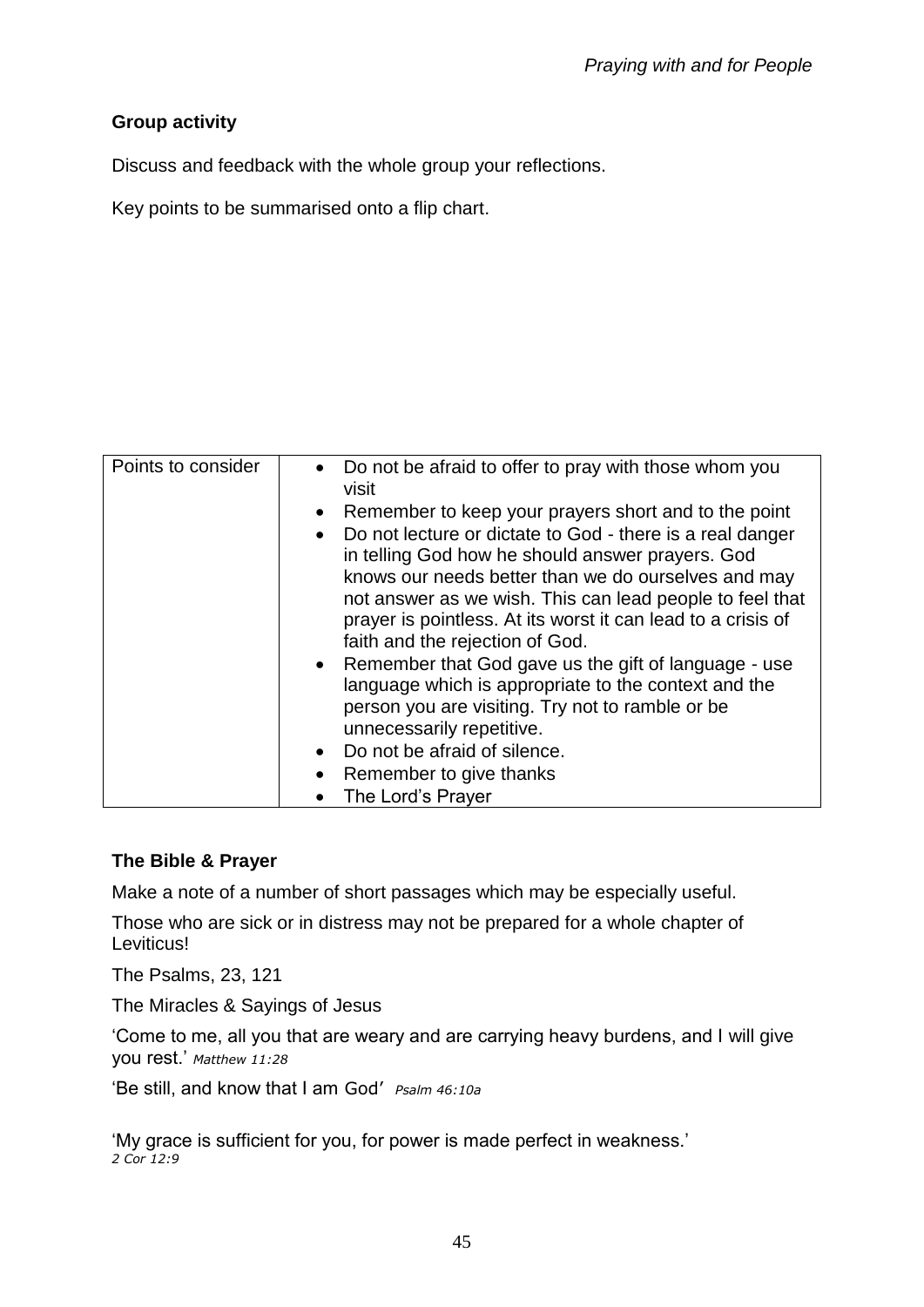**Group activity**

Discuss and feedback with the whole group your reflections.

Key points to be summarised onto a flip chart.

| Points to consider | <ul><li>Do not be afraid to offer to pray with those whom you visit</li><li>Remember to keep your prayers short and to the point</li><li>Do not lecture or dictate to God - there is a real danger in telling God how he should answer prayers. God knows our needs better than we do ourselves and may not answer as we wish. This can lead people to feel that prayer is pointless. At its worst it can lead to a crisis of faith and the rejection of God.</li><li>Remember that God gave us the gift of language - use language which is appropriate to the context and the person you are visiting. Try not to ramble or be unnecessarily repetitive.</li><li>Do not be afraid of silence.</li><li>Remember to give thanks</li><li>The Lord's Prayer</li></ul> |
|---|---|

**The Bible & Prayer**

Make a note of a number of short passages which may be especially useful.

Those who are sick or in distress may not be prepared for a whole chapter of Leviticus!

The Psalms, 23, 121

The Miracles & Sayings of Jesus

'Come to me, all you that are weary and are carrying heavy burdens, and I will give you rest.' *Matthew 11:28*

'Be still, and know that I am God' *Psalm 46:10a*

'My grace is sufficient for you, for power is made perfect in weakness.' *2 Cor 12:9*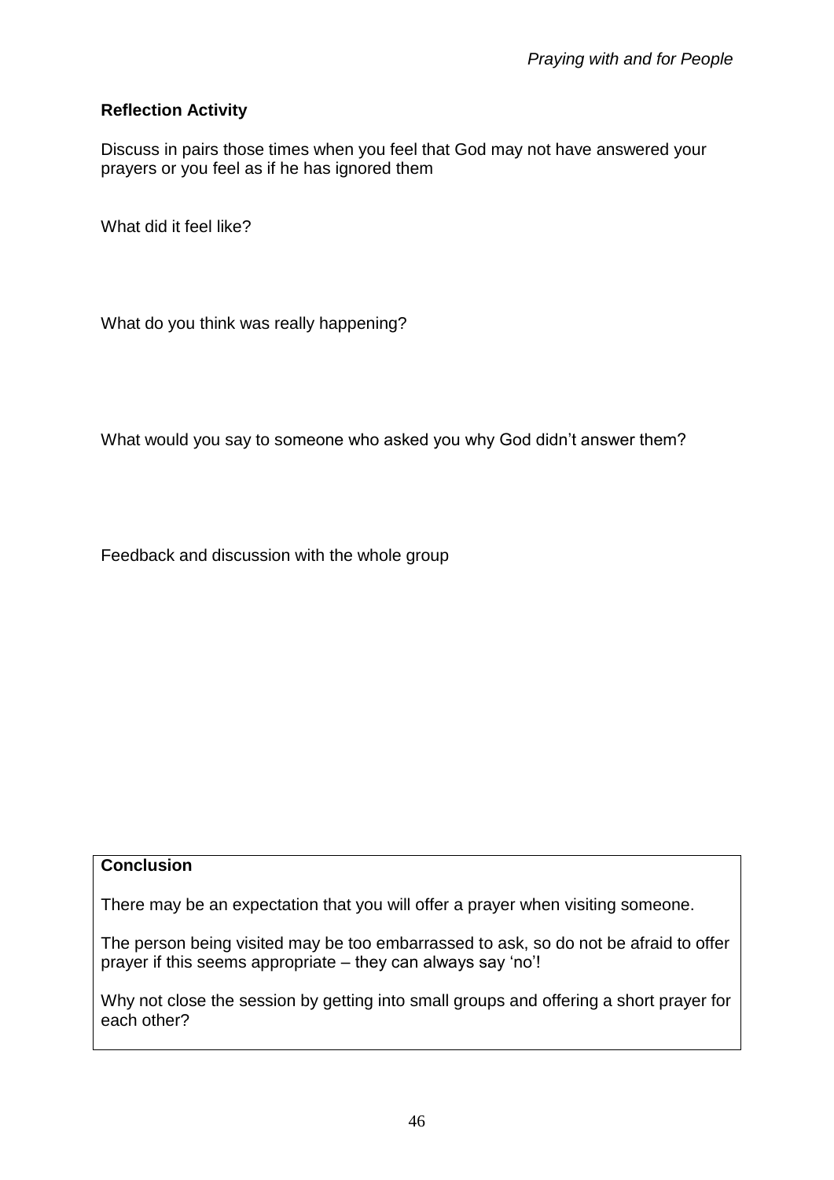**Reflection Activity**

Discuss in pairs those times when you feel that God may not have answered your prayers or you feel as if he has ignored them

What did it feel like?

What do you think was really happening?

What would you say to someone who asked you why God didn't answer them?

Feedback and discussion with the whole group

**Conclusion**

There may be an expectation that you will offer a prayer when visiting someone.

The person being visited may be too embarrassed to ask, so do not be afraid to offer prayer if this seems appropriate – they can always say 'no'!

Why not close the session by getting into small groups and offering a short prayer for each other?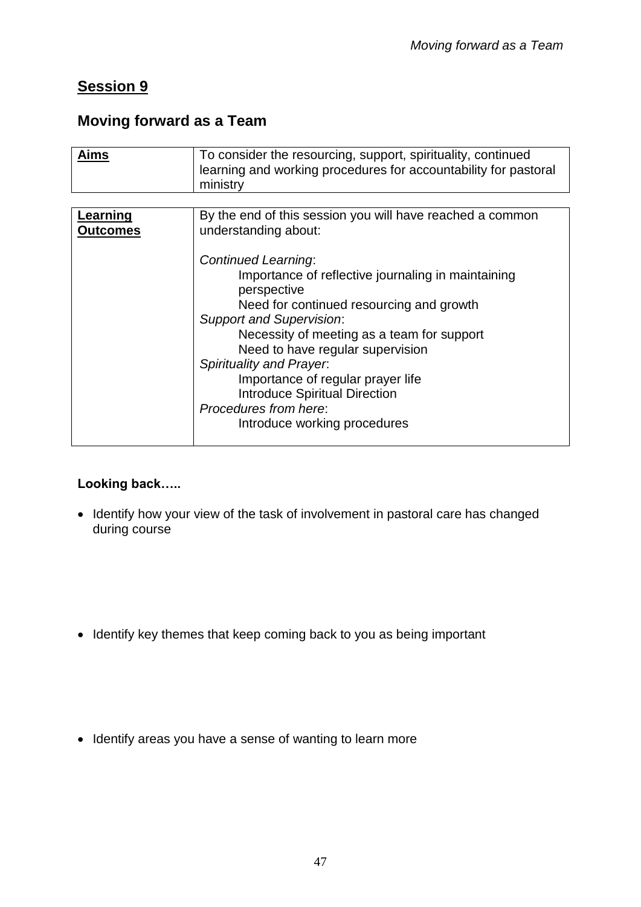## Session 9

### Moving forward as a Team

| **Aims** | To consider the resourcing, support, spirituality, continued learning and working procedures for accountability for pastoral ministry |
|---|---|

| **Learning Outcomes** | By the end of this session you will have reached a common understanding about:<br><br>*Continued Learning*:<br>Importance of reflective journaling in maintaining perspective<br>Need for continued resourcing and growth<br>*Support and Supervision*:<br>Necessity of meeting as a team for support<br>Need to have regular supervision<br>*Spirituality and Prayer*:<br>Importance of regular prayer life<br>Introduce Spiritual Direction<br>*Procedures from here*:<br>Introduce working procedures |
|---|---|

**Looking back…..**

- Identify how your view of the task of involvement in pastoral care has changed during course

- Identify key themes that keep coming back to you as being important

- Identify areas you have a sense of wanting to learn more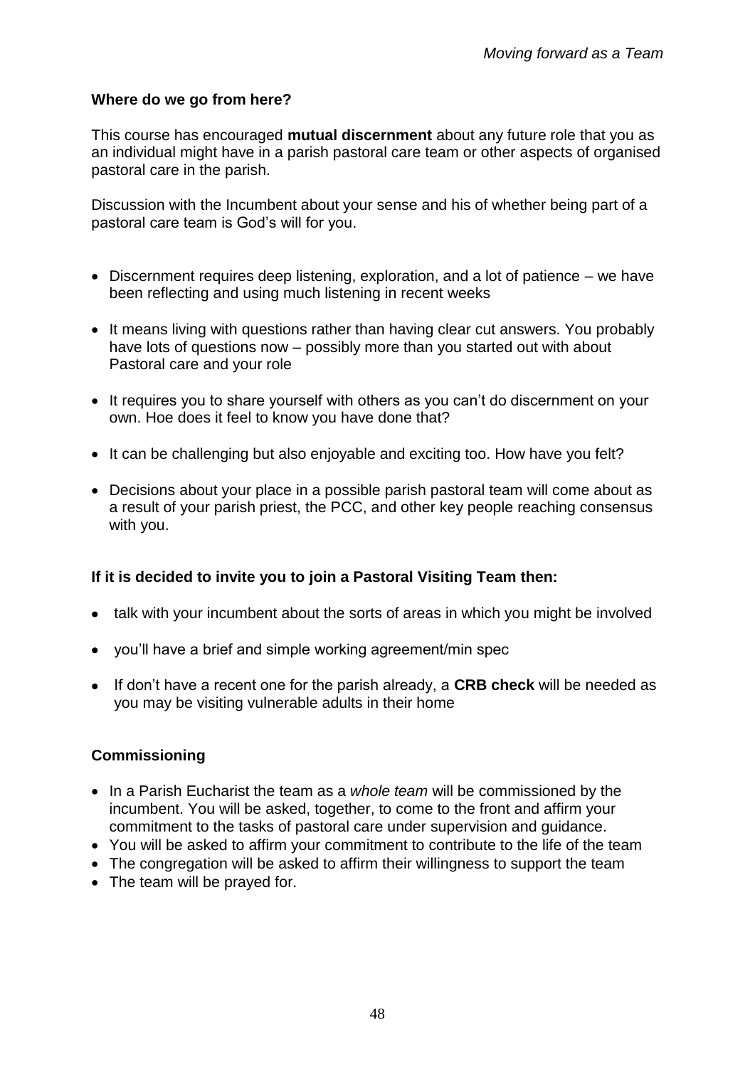**Where do we go from here?**

This course has encouraged **mutual discernment** about any future role that you as an individual might have in a parish pastoral care team or other aspects of organised pastoral care in the parish.

Discussion with the Incumbent about your sense and his of whether being part of a pastoral care team is God's will for you.

- Discernment requires deep listening, exploration, and a lot of patience – we have been reflecting and using much listening in recent weeks
- It means living with questions rather than having clear cut answers. You probably have lots of questions now – possibly more than you started out with about Pastoral care and your role
- It requires you to share yourself with others as you can't do discernment on your own. Hoe does it feel to know you have done that?
- It can be challenging but also enjoyable and exciting too. How have you felt?
- Decisions about your place in a possible parish pastoral team will come about as a result of your parish priest, the PCC, and other key people reaching consensus with you.

**If it is decided to invite you to join a Pastoral Visiting Team then:**

- talk with your incumbent about the sorts of areas in which you might be involved
- you'll have a brief and simple working agreement/min spec
- If don't have a recent one for the parish already, a **CRB check** will be needed as you may be visiting vulnerable adults in their home

**Commissioning**

- In a Parish Eucharist the team as a *whole team* will be commissioned by the incumbent. You will be asked, together, to come to the front and affirm your commitment to the tasks of pastoral care under supervision and guidance.
- You will be asked to affirm your commitment to contribute to the life of the team
- The congregation will be asked to affirm their willingness to support the team
- The team will be prayed for.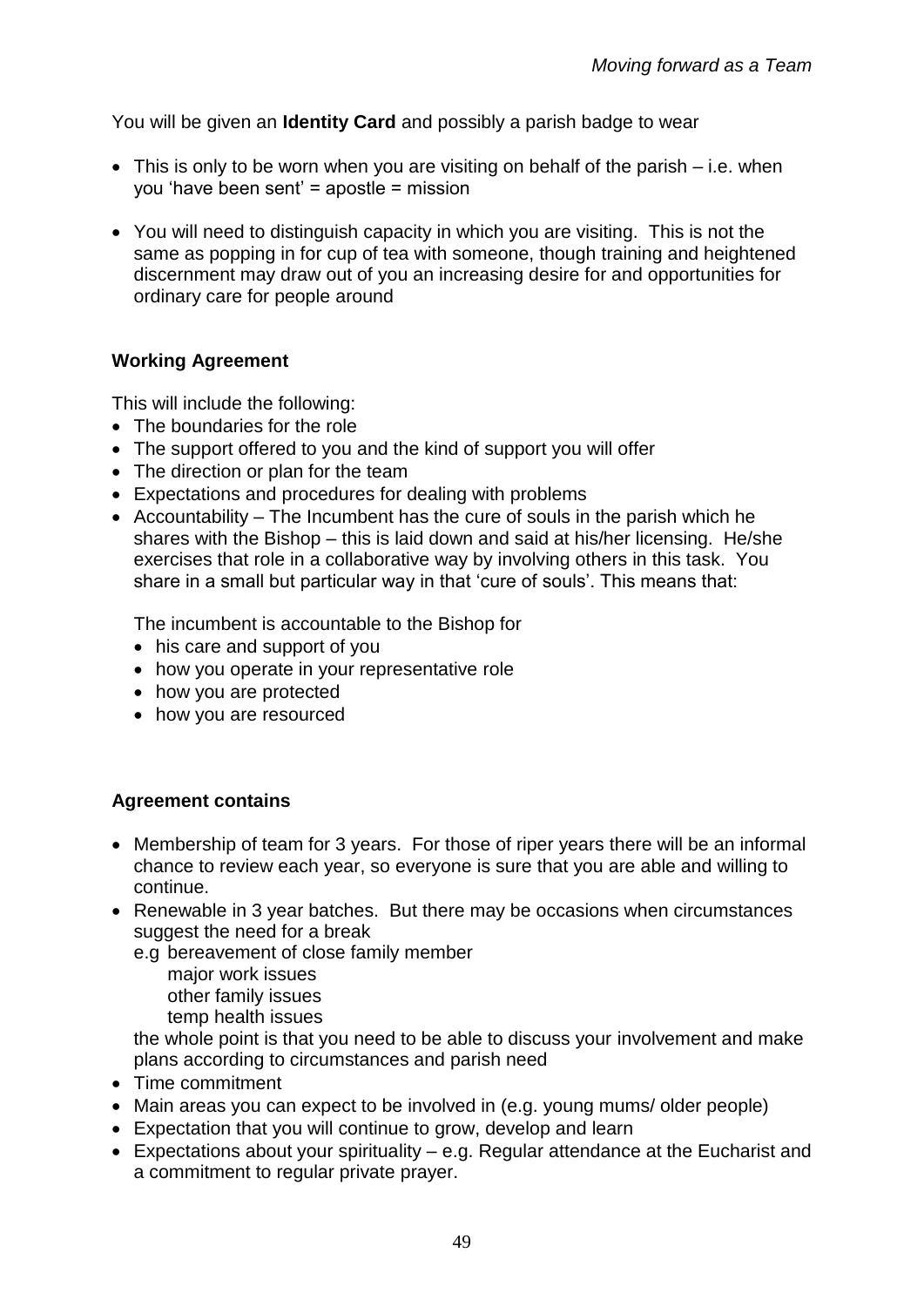You will be given an **Identity Card** and possibly a parish badge to wear

- This is only to be worn when you are visiting on behalf of the parish – i.e. when you 'have been sent' = apostle = mission
- You will need to distinguish capacity in which you are visiting. This is not the same as popping in for cup of tea with someone, though training and heightened discernment may draw out of you an increasing desire for and opportunities for ordinary care for people around

**Working Agreement**

This will include the following:

- The boundaries for the role
- The support offered to you and the kind of support you will offer
- The direction or plan for the team
- Expectations and procedures for dealing with problems
- Accountability – The Incumbent has the cure of souls in the parish which he shares with the Bishop – this is laid down and said at his/her licensing. He/she exercises that role in a collaborative way by involving others in this task. You share in a small but particular way in that 'cure of souls'. This means that:

  The incumbent is accountable to the Bishop for

  - his care and support of you
  - how you operate in your representative role
  - how you are protected
  - how you are resourced

**Agreement contains**

- Membership of team for 3 years. For those of riper years there will be an informal chance to review each year, so everyone is sure that you are able and willing to continue.
- Renewable in 3 year batches. But there may be occasions when circumstances suggest the need for a break

  e.g bereavement of close family member
  major work issues
  other family issues
  temp health issues

  the whole point is that you need to be able to discuss your involvement and make plans according to circumstances and parish need
- Time commitment
- Main areas you can expect to be involved in (e.g. young mums/ older people)
- Expectation that you will continue to grow, develop and learn
- Expectations about your spirituality – e.g. Regular attendance at the Eucharist and a commitment to regular private prayer.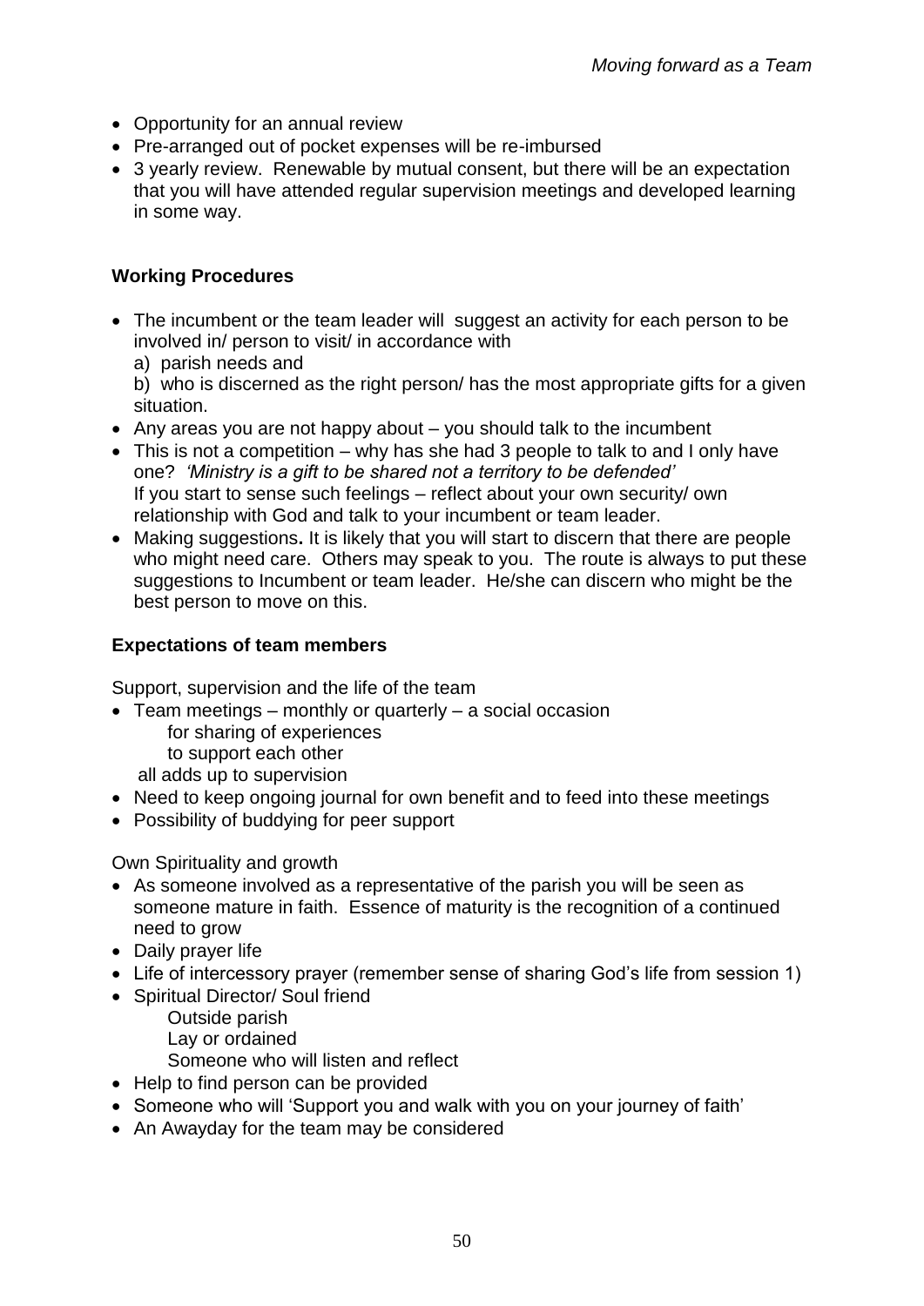- Opportunity for an annual review
- Pre-arranged out of pocket expenses will be re-imbursed
- 3 yearly review. Renewable by mutual consent, but there will be an expectation that you will have attended regular supervision meetings and developed learning in some way.

**Working Procedures**

- The incumbent or the team leader will suggest an activity for each person to be involved in/ person to visit/ in accordance with
  a) parish needs and
  b) who is discerned as the right person/ has the most appropriate gifts for a given situation.
- Any areas you are not happy about – you should talk to the incumbent
- This is not a competition – why has she had 3 people to talk to and I only have one? *'Ministry is a gift to be shared not a territory to be defended'*
  If you start to sense such feelings – reflect about your own security/ own relationship with God and talk to your incumbent or team leader.
- Making suggestions**.** It is likely that you will start to discern that there are people who might need care. Others may speak to you. The route is always to put these suggestions to Incumbent or team leader. He/she can discern who might be the best person to move on this.

**Expectations of team members**

Support, supervision and the life of the team

- Team meetings – monthly or quarterly – a social occasion
  for sharing of experiences
  to support each other
  all adds up to supervision
- Need to keep ongoing journal for own benefit and to feed into these meetings
- Possibility of buddying for peer support

Own Spirituality and growth

- As someone involved as a representative of the parish you will be seen as someone mature in faith. Essence of maturity is the recognition of a continued need to grow
- Daily prayer life
- Life of intercessory prayer (remember sense of sharing God's life from session 1)
- Spiritual Director/ Soul friend
  Outside parish
  Lay or ordained
  Someone who will listen and reflect
- Help to find person can be provided
- Someone who will 'Support you and walk with you on your journey of faith'
- An Awayday for the team may be considered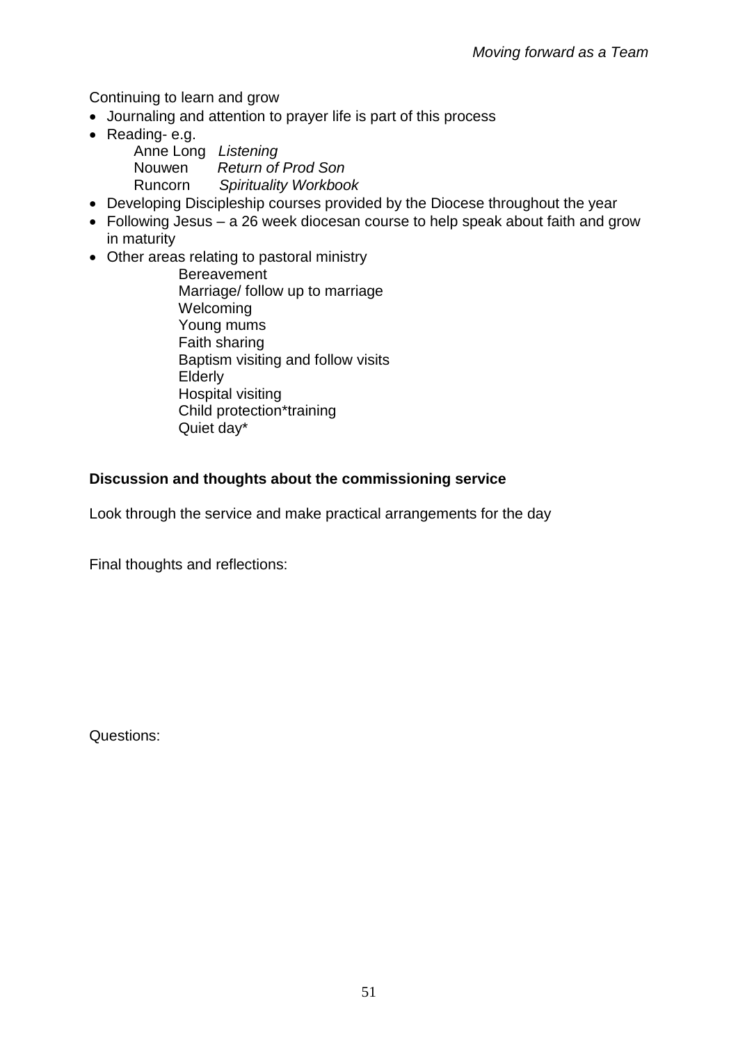Continuing to learn and grow

- Journaling and attention to prayer life is part of this process
- Reading- e.g.
  - Anne Long *Listening*
  - Nouwen *Return of Prod Son*
  - Runcorn *Spirituality Workbook*
- Developing Discipleship courses provided by the Diocese throughout the year
- Following Jesus – a 26 week diocesan course to help speak about faith and grow in maturity
- Other areas relating to pastoral ministry
  - Bereavement
  - Marriage/ follow up to marriage
  - Welcoming
  - Young mums
  - Faith sharing
  - Baptism visiting and follow visits
  - Elderly
  - Hospital visiting
  - Child protection*training
  - Quiet day*

**Discussion and thoughts about the commissioning service**

Look through the service and make practical arrangements for the day

Final thoughts and reflections:

Questions: